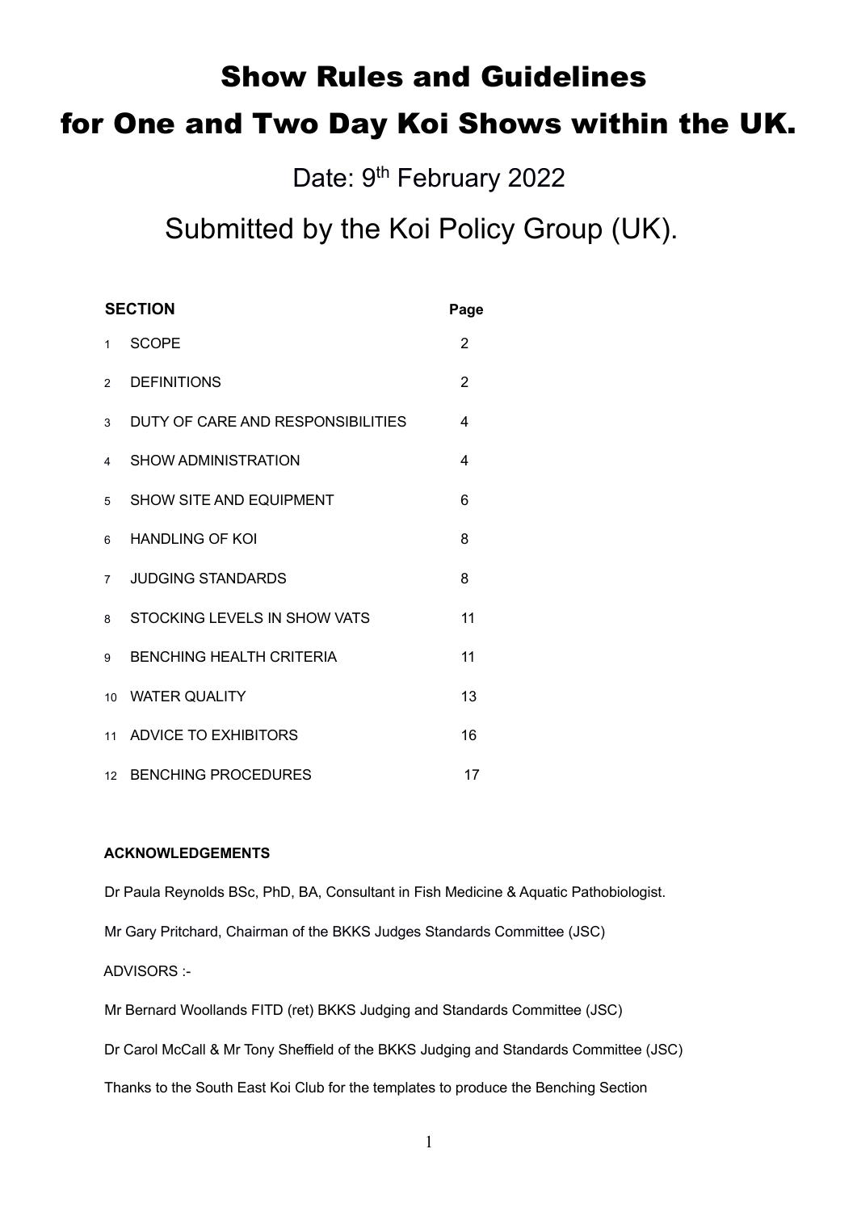# Show Rules and Guidelines

# for One and Two Day Koi Shows within the UK.

Date: 9th February 2022

## Submitted by the Koi Policy Group (UK).

| | SECTION | Page |
|---|---|---|
| 1 | SCOPE | 2 |
| 2 | DEFINITIONS | 2 |
| 3 | DUTY OF CARE AND RESPONSIBILITIES | 4 |
| 4 | SHOW ADMINISTRATION | 4 |
| 5 | SHOW SITE AND EQUIPMENT | 6 |
| 6 | HANDLING OF KOI | 8 |
| 7 | JUDGING STANDARDS | 8 |
| 8 | STOCKING LEVELS IN SHOW VATS | 11 |
| 9 | BENCHING HEALTH CRITERIA | 11 |
| 10 | WATER QUALITY | 13 |
| 11 | ADVICE TO EXHIBITORS | 16 |
| 12 | BENCHING PROCEDURES | 17 |

**ACKNOWLEDGEMENTS**

Dr Paula Reynolds BSc, PhD, BA, Consultant in Fish Medicine & Aquatic Pathobiologist.

Mr Gary Pritchard, Chairman of the BKKS Judges Standards Committee (JSC)

ADVISORS :-

Mr Bernard Woollands FITD (ret) BKKS Judging and Standards Committee (JSC)

Dr Carol McCall & Mr Tony Sheffield of the BKKS Judging and Standards Committee (JSC)

Thanks to the South East Koi Club for the templates to produce the Benching Section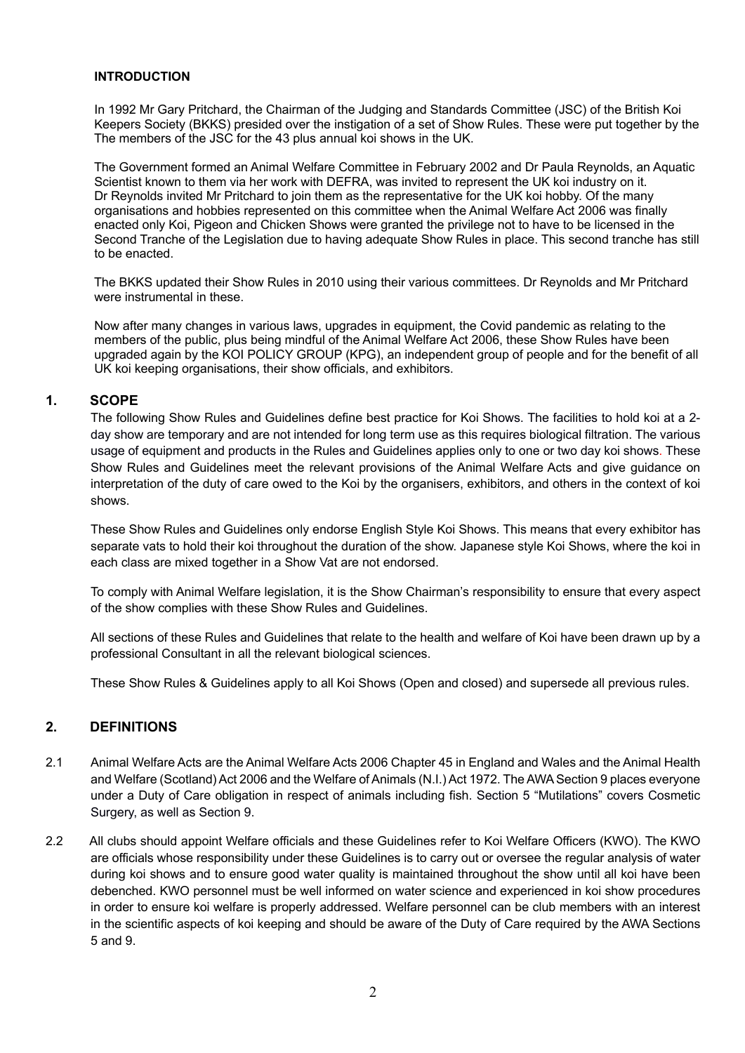## INTRODUCTION

In 1992 Mr Gary Pritchard, the Chairman of the Judging and Standards Committee (JSC) of the British Koi Keepers Society (BKKS) presided over the instigation of a set of Show Rules. These were put together by the The members of the JSC for the 43 plus annual koi shows in the UK.

The Government formed an Animal Welfare Committee in February 2002 and Dr Paula Reynolds, an Aquatic Scientist known to them via her work with DEFRA, was invited to represent the UK koi industry on it. Dr Reynolds invited Mr Pritchard to join them as the representative for the UK koi hobby. Of the many organisations and hobbies represented on this committee when the Animal Welfare Act 2006 was finally enacted only Koi, Pigeon and Chicken Shows were granted the privilege not to have to be licensed in the Second Tranche of the Legislation due to having adequate Show Rules in place. This second tranche has still to be enacted.

The BKKS updated their Show Rules in 2010 using their various committees. Dr Reynolds and Mr Pritchard were instrumental in these.

Now after many changes in various laws, upgrades in equipment, the Covid pandemic as relating to the members of the public, plus being mindful of the Animal Welfare Act 2006, these Show Rules have been upgraded again by the KOI POLICY GROUP (KPG), an independent group of people and for the benefit of all UK koi keeping organisations, their show officials, and exhibitors.

## 1. SCOPE

The following Show Rules and Guidelines define best practice for Koi Shows. The facilities to hold koi at a 2-day show are temporary and are not intended for long term use as this requires biological filtration. The various usage of equipment and products in the Rules and Guidelines applies only to one or two day koi shows. These Show Rules and Guidelines meet the relevant provisions of the Animal Welfare Acts and give guidance on interpretation of the duty of care owed to the Koi by the organisers, exhibitors, and others in the context of koi shows.

These Show Rules and Guidelines only endorse English Style Koi Shows. This means that every exhibitor has separate vats to hold their koi throughout the duration of the show. Japanese style Koi Shows, where the koi in each class are mixed together in a Show Vat are not endorsed.

To comply with Animal Welfare legislation, it is the Show Chairman's responsibility to ensure that every aspect of the show complies with these Show Rules and Guidelines.

All sections of these Rules and Guidelines that relate to the health and welfare of Koi have been drawn up by a professional Consultant in all the relevant biological sciences.

These Show Rules & Guidelines apply to all Koi Shows (Open and closed) and supersede all previous rules.

## 2. DEFINITIONS

2.1 Animal Welfare Acts are the Animal Welfare Acts 2006 Chapter 45 in England and Wales and the Animal Health and Welfare (Scotland) Act 2006 and the Welfare of Animals (N.I.) Act 1972. The AWA Section 9 places everyone under a Duty of Care obligation in respect of animals including fish. Section 5 "Mutilations" covers Cosmetic Surgery, as well as Section 9.

2.2 All clubs should appoint Welfare officials and these Guidelines refer to Koi Welfare Officers (KWO). The KWO are officials whose responsibility under these Guidelines is to carry out or oversee the regular analysis of water during koi shows and to ensure good water quality is maintained throughout the show until all koi have been debenched. KWO personnel must be well informed on water science and experienced in koi show procedures in order to ensure koi welfare is properly addressed. Welfare personnel can be club members with an interest in the scientific aspects of koi keeping and should be aware of the Duty of Care required by the AWA Sections 5 and 9.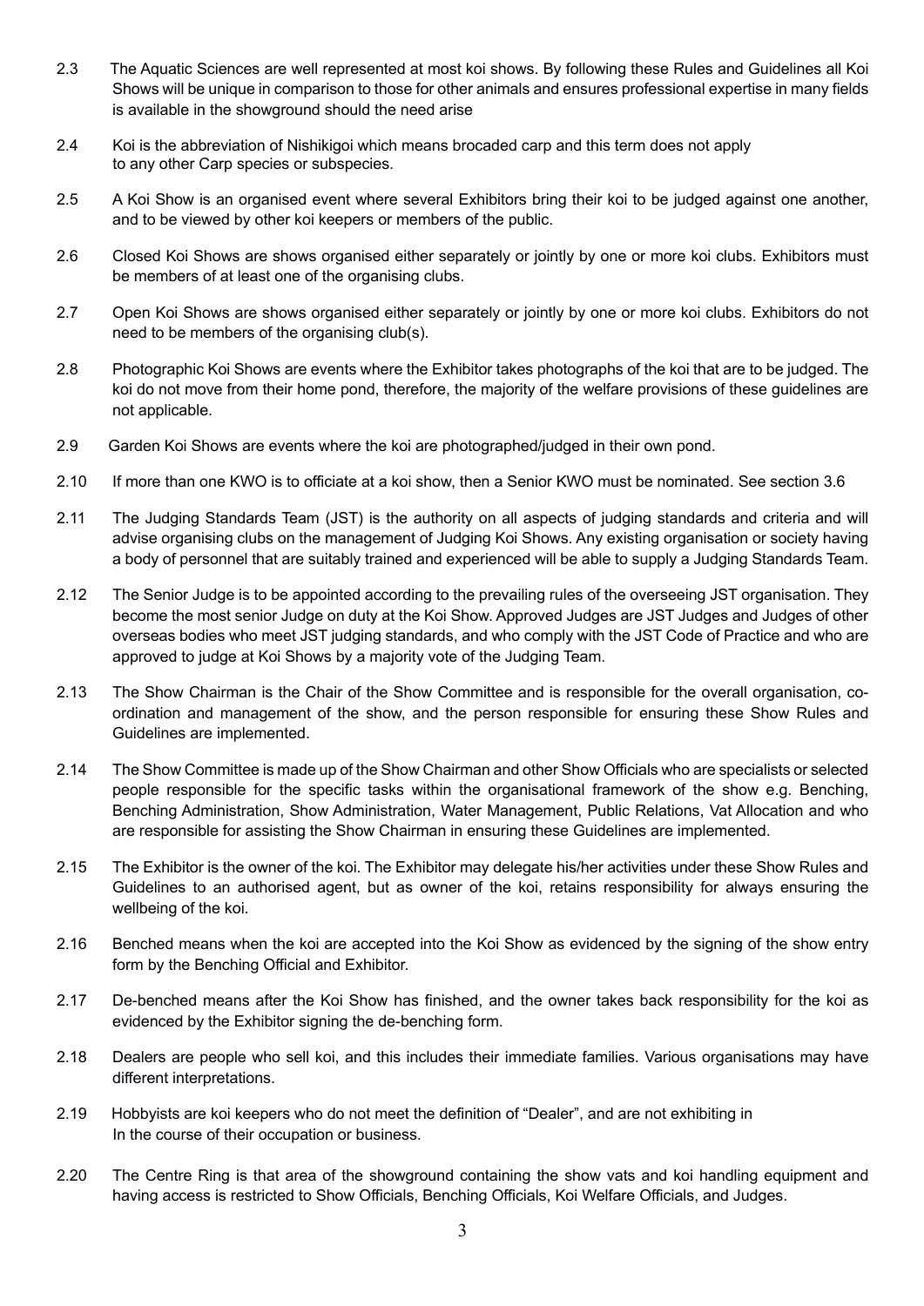2.3 The Aquatic Sciences are well represented at most koi shows. By following these Rules and Guidelines all Koi Shows will be unique in comparison to those for other animals and ensures professional expertise in many fields is available in the showground should the need arise

2.4 Koi is the abbreviation of Nishikigoi which means brocaded carp and this term does not apply to any other Carp species or subspecies.

2.5 A Koi Show is an organised event where several Exhibitors bring their koi to be judged against one another, and to be viewed by other koi keepers or members of the public.

2.6 Closed Koi Shows are shows organised either separately or jointly by one or more koi clubs. Exhibitors must be members of at least one of the organising clubs.

2.7 Open Koi Shows are shows organised either separately or jointly by one or more koi clubs. Exhibitors do not need to be members of the organising club(s).

2.8 Photographic Koi Shows are events where the Exhibitor takes photographs of the koi that are to be judged. The koi do not move from their home pond, therefore, the majority of the welfare provisions of these guidelines are not applicable.

2.9 Garden Koi Shows are events where the koi are photographed/judged in their own pond.

2.10 If more than one KWO is to officiate at a koi show, then a Senior KWO must be nominated. See section 3.6

2.11 The Judging Standards Team (JST) is the authority on all aspects of judging standards and criteria and will advise organising clubs on the management of Judging Koi Shows. Any existing organisation or society having a body of personnel that are suitably trained and experienced will be able to supply a Judging Standards Team.

2.12 The Senior Judge is to be appointed according to the prevailing rules of the overseeing JST organisation. They become the most senior Judge on duty at the Koi Show. Approved Judges are JST Judges and Judges of other overseas bodies who meet JST judging standards, and who comply with the JST Code of Practice and who are approved to judge at Koi Shows by a majority vote of the Judging Team.

2.13 The Show Chairman is the Chair of the Show Committee and is responsible for the overall organisation, co-ordination and management of the show, and the person responsible for ensuring these Show Rules and Guidelines are implemented.

2.14 The Show Committee is made up of the Show Chairman and other Show Officials who are specialists or selected people responsible for the specific tasks within the organisational framework of the show e.g. Benching, Benching Administration, Show Administration, Water Management, Public Relations, Vat Allocation and who are responsible for assisting the Show Chairman in ensuring these Guidelines are implemented.

2.15 The Exhibitor is the owner of the koi. The Exhibitor may delegate his/her activities under these Show Rules and Guidelines to an authorised agent, but as owner of the koi, retains responsibility for always ensuring the wellbeing of the koi.

2.16 Benched means when the koi are accepted into the Koi Show as evidenced by the signing of the show entry form by the Benching Official and Exhibitor.

2.17 De-benched means after the Koi Show has finished, and the owner takes back responsibility for the koi as evidenced by the Exhibitor signing the de-benching form.

2.18 Dealers are people who sell koi, and this includes their immediate families. Various organisations may have different interpretations.

2.19 Hobbyists are koi keepers who do not meet the definition of "Dealer", and are not exhibiting in In the course of their occupation or business.

2.20 The Centre Ring is that area of the showground containing the show vats and koi handling equipment and having access is restricted to Show Officials, Benching Officials, Koi Welfare Officials, and Judges.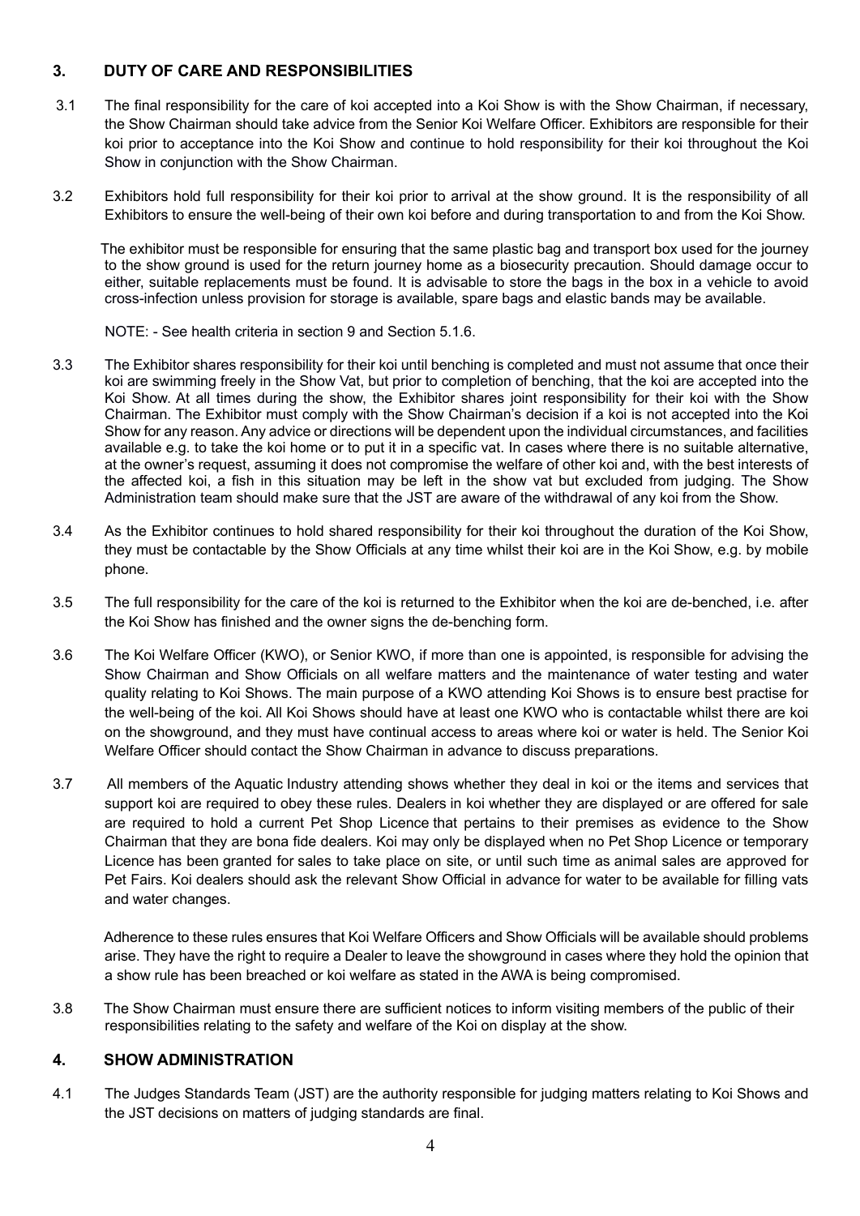## 3. DUTY OF CARE AND RESPONSIBILITIES

3.1 The final responsibility for the care of koi accepted into a Koi Show is with the Show Chairman, if necessary, the Show Chairman should take advice from the Senior Koi Welfare Officer. Exhibitors are responsible for their koi prior to acceptance into the Koi Show and continue to hold responsibility for their koi throughout the Koi Show in conjunction with the Show Chairman.

3.2 Exhibitors hold full responsibility for their koi prior to arrival at the show ground. It is the responsibility of all Exhibitors to ensure the well-being of their own koi before and during transportation to and from the Koi Show.

The exhibitor must be responsible for ensuring that the same plastic bag and transport box used for the journey to the show ground is used for the return journey home as a biosecurity precaution. Should damage occur to either, suitable replacements must be found. It is advisable to store the bags in the box in a vehicle to avoid cross-infection unless provision for storage is available, spare bags and elastic bands may be available.

NOTE: - See health criteria in section 9 and Section 5.1.6.

3.3 The Exhibitor shares responsibility for their koi until benching is completed and must not assume that once their koi are swimming freely in the Show Vat, but prior to completion of benching, that the koi are accepted into the Koi Show. At all times during the show, the Exhibitor shares joint responsibility for their koi with the Show Chairman. The Exhibitor must comply with the Show Chairman's decision if a koi is not accepted into the Koi Show for any reason. Any advice or directions will be dependent upon the individual circumstances, and facilities available e.g. to take the koi home or to put it in a specific vat. In cases where there is no suitable alternative, at the owner's request, assuming it does not compromise the welfare of other koi and, with the best interests of the affected koi, a fish in this situation may be left in the show vat but excluded from judging. The Show Administration team should make sure that the JST are aware of the withdrawal of any koi from the Show.

3.4 As the Exhibitor continues to hold shared responsibility for their koi throughout the duration of the Koi Show, they must be contactable by the Show Officials at any time whilst their koi are in the Koi Show, e.g. by mobile phone.

3.5 The full responsibility for the care of the koi is returned to the Exhibitor when the koi are de-benched, i.e. after the Koi Show has finished and the owner signs the de-benching form.

3.6 The Koi Welfare Officer (KWO), or Senior KWO, if more than one is appointed, is responsible for advising the Show Chairman and Show Officials on all welfare matters and the maintenance of water testing and water quality relating to Koi Shows. The main purpose of a KWO attending Koi Shows is to ensure best practise for the well-being of the koi. All Koi Shows should have at least one KWO who is contactable whilst there are koi on the showground, and they must have continual access to areas where koi or water is held. The Senior Koi Welfare Officer should contact the Show Chairman in advance to discuss preparations.

3.7 All members of the Aquatic Industry attending shows whether they deal in koi or the items and services that support koi are required to obey these rules. Dealers in koi whether they are displayed or are offered for sale are required to hold a current Pet Shop Licence that pertains to their premises as evidence to the Show Chairman that they are bona fide dealers. Koi may only be displayed when no Pet Shop Licence or temporary Licence has been granted for sales to take place on site, or until such time as animal sales are approved for Pet Fairs. Koi dealers should ask the relevant Show Official in advance for water to be available for filling vats and water changes.

Adherence to these rules ensures that Koi Welfare Officers and Show Officials will be available should problems arise. They have the right to require a Dealer to leave the showground in cases where they hold the opinion that a show rule has been breached or koi welfare as stated in the AWA is being compromised.

3.8 The Show Chairman must ensure there are sufficient notices to inform visiting members of the public of their responsibilities relating to the safety and welfare of the Koi on display at the show.

## 4. SHOW ADMINISTRATION

4.1 The Judges Standards Team (JST) are the authority responsible for judging matters relating to Koi Shows and the JST decisions on matters of judging standards are final.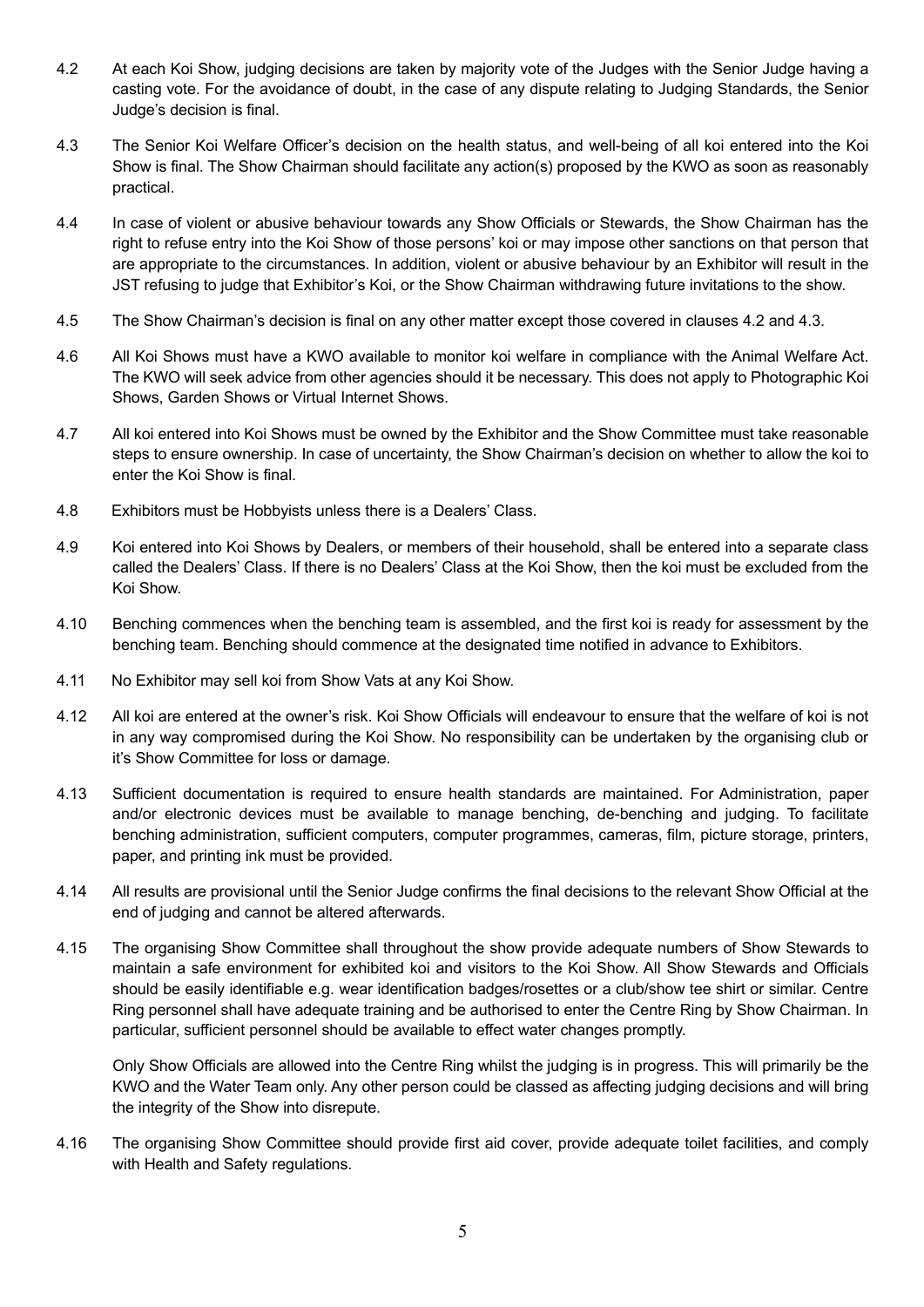4.2 At each Koi Show, judging decisions are taken by majority vote of the Judges with the Senior Judge having a casting vote. For the avoidance of doubt, in the case of any dispute relating to Judging Standards, the Senior Judge's decision is final.

4.3 The Senior Koi Welfare Officer's decision on the health status, and well-being of all koi entered into the Koi Show is final. The Show Chairman should facilitate any action(s) proposed by the KWO as soon as reasonably practical.

4.4 In case of violent or abusive behaviour towards any Show Officials or Stewards, the Show Chairman has the right to refuse entry into the Koi Show of those persons' koi or may impose other sanctions on that person that are appropriate to the circumstances. In addition, violent or abusive behaviour by an Exhibitor will result in the JST refusing to judge that Exhibitor's Koi, or the Show Chairman withdrawing future invitations to the show.

4.5 The Show Chairman's decision is final on any other matter except those covered in clauses 4.2 and 4.3.

4.6 All Koi Shows must have a KWO available to monitor koi welfare in compliance with the Animal Welfare Act. The KWO will seek advice from other agencies should it be necessary. This does not apply to Photographic Koi Shows, Garden Shows or Virtual Internet Shows.

4.7 All koi entered into Koi Shows must be owned by the Exhibitor and the Show Committee must take reasonable steps to ensure ownership. In case of uncertainty, the Show Chairman's decision on whether to allow the koi to enter the Koi Show is final.

4.8 Exhibitors must be Hobbyists unless there is a Dealers' Class.

4.9 Koi entered into Koi Shows by Dealers, or members of their household, shall be entered into a separate class called the Dealers' Class. If there is no Dealers' Class at the Koi Show, then the koi must be excluded from the Koi Show.

4.10 Benching commences when the benching team is assembled, and the first koi is ready for assessment by the benching team. Benching should commence at the designated time notified in advance to Exhibitors.

4.11 No Exhibitor may sell koi from Show Vats at any Koi Show.

4.12 All koi are entered at the owner's risk. Koi Show Officials will endeavour to ensure that the welfare of koi is not in any way compromised during the Koi Show. No responsibility can be undertaken by the organising club or it's Show Committee for loss or damage.

4.13 Sufficient documentation is required to ensure health standards are maintained. For Administration, paper and/or electronic devices must be available to manage benching, de-benching and judging. To facilitate benching administration, sufficient computers, computer programmes, cameras, film, picture storage, printers, paper, and printing ink must be provided.

4.14 All results are provisional until the Senior Judge confirms the final decisions to the relevant Show Official at the end of judging and cannot be altered afterwards.

4.15 The organising Show Committee shall throughout the show provide adequate numbers of Show Stewards to maintain a safe environment for exhibited koi and visitors to the Koi Show. All Show Stewards and Officials should be easily identifiable e.g. wear identification badges/rosettes or a club/show tee shirt or similar. Centre Ring personnel shall have adequate training and be authorised to enter the Centre Ring by Show Chairman. In particular, sufficient personnel should be available to effect water changes promptly.

Only Show Officials are allowed into the Centre Ring whilst the judging is in progress. This will primarily be the KWO and the Water Team only. Any other person could be classed as affecting judging decisions and will bring the integrity of the Show into disrepute.

4.16 The organising Show Committee should provide first aid cover, provide adequate toilet facilities, and comply with Health and Safety regulations.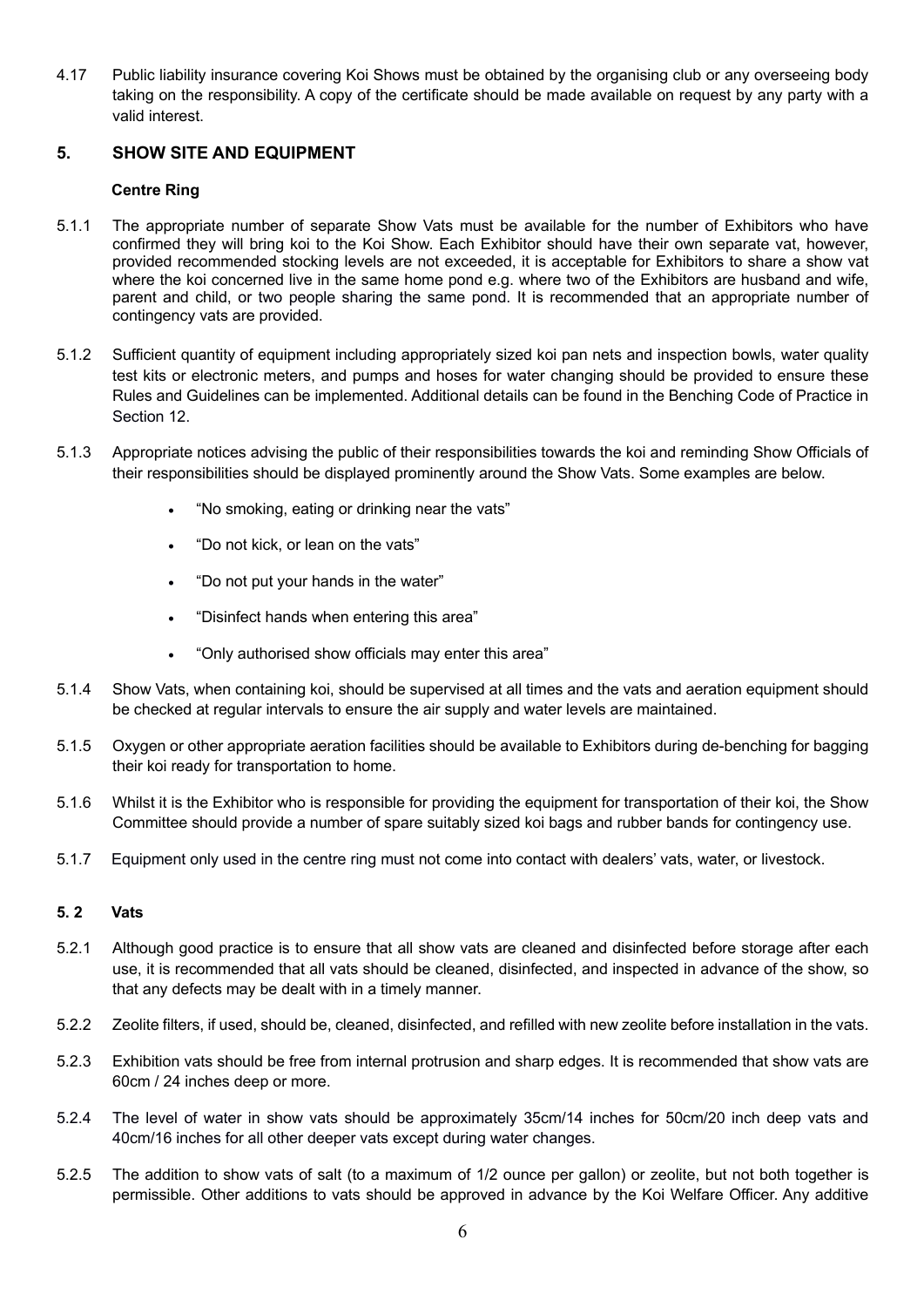4.17 Public liability insurance covering Koi Shows must be obtained by the organising club or any overseeing body taking on the responsibility. A copy of the certificate should be made available on request by any party with a valid interest.

## 5. SHOW SITE AND EQUIPMENT

### Centre Ring

5.1.1 The appropriate number of separate Show Vats must be available for the number of Exhibitors who have confirmed they will bring koi to the Koi Show. Each Exhibitor should have their own separate vat, however, provided recommended stocking levels are not exceeded, it is acceptable for Exhibitors to share a show vat where the koi concerned live in the same home pond e.g. where two of the Exhibitors are husband and wife, parent and child, or two people sharing the same pond. It is recommended that an appropriate number of contingency vats are provided.

5.1.2 Sufficient quantity of equipment including appropriately sized koi pan nets and inspection bowls, water quality test kits or electronic meters, and pumps and hoses for water changing should be provided to ensure these Rules and Guidelines can be implemented. Additional details can be found in the Benching Code of Practice in Section 12.

5.1.3 Appropriate notices advising the public of their responsibilities towards the koi and reminding Show Officials of their responsibilities should be displayed prominently around the Show Vats. Some examples are below.

- "No smoking, eating or drinking near the vats"
- "Do not kick, or lean on the vats"
- "Do not put your hands in the water"
- "Disinfect hands when entering this area"
- "Only authorised show officials may enter this area"

5.1.4 Show Vats, when containing koi, should be supervised at all times and the vats and aeration equipment should be checked at regular intervals to ensure the air supply and water levels are maintained.

5.1.5 Oxygen or other appropriate aeration facilities should be available to Exhibitors during de-benching for bagging their koi ready for transportation to home.

5.1.6 Whilst it is the Exhibitor who is responsible for providing the equipment for transportation of their koi, the Show Committee should provide a number of spare suitably sized koi bags and rubber bands for contingency use.

5.1.7 Equipment only used in the centre ring must not come into contact with dealers' vats, water, or livestock.

### 5. 2 Vats

5.2.1 Although good practice is to ensure that all show vats are cleaned and disinfected before storage after each use, it is recommended that all vats should be cleaned, disinfected, and inspected in advance of the show, so that any defects may be dealt with in a timely manner.

5.2.2 Zeolite filters, if used, should be, cleaned, disinfected, and refilled with new zeolite before installation in the vats.

5.2.3 Exhibition vats should be free from internal protrusion and sharp edges. It is recommended that show vats are 60cm / 24 inches deep or more.

5.2.4 The level of water in show vats should be approximately 35cm/14 inches for 50cm/20 inch deep vats and 40cm/16 inches for all other deeper vats except during water changes.

5.2.5 The addition to show vats of salt (to a maximum of 1/2 ounce per gallon) or zeolite, but not both together is permissible. Other additions to vats should be approved in advance by the Koi Welfare Officer. Any additive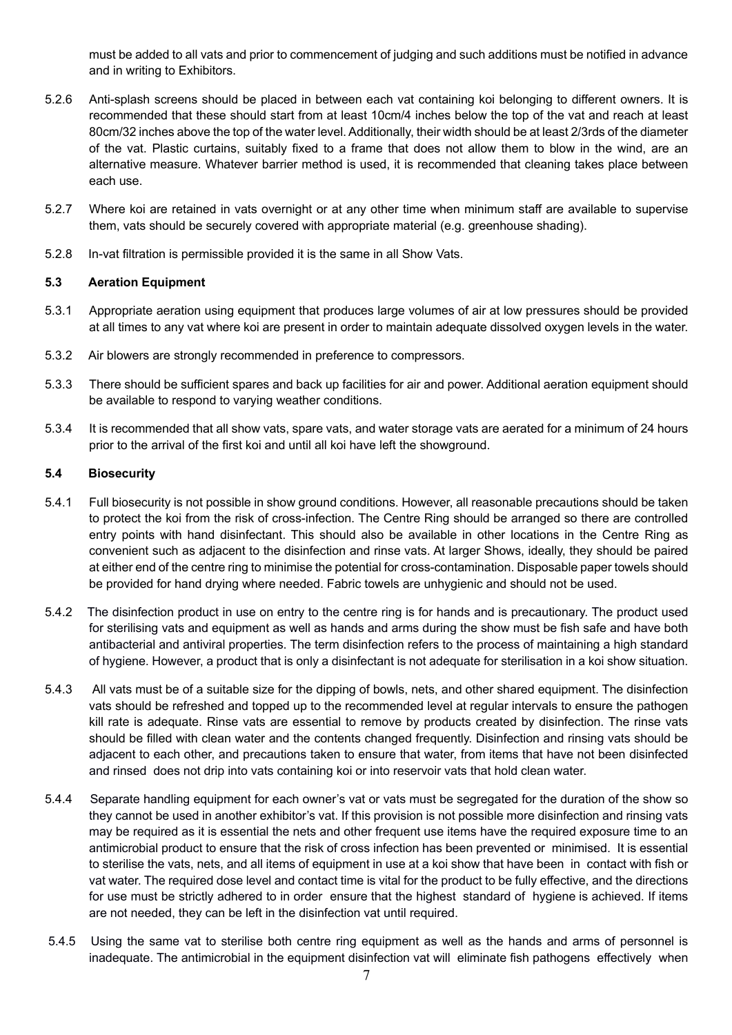must be added to all vats and prior to commencement of judging and such additions must be notified in advance and in writing to Exhibitors.

5.2.6 Anti-splash screens should be placed in between each vat containing koi belonging to different owners. It is recommended that these should start from at least 10cm/4 inches below the top of the vat and reach at least 80cm/32 inches above the top of the water level. Additionally, their width should be at least 2/3rds of the diameter of the vat. Plastic curtains, suitably fixed to a frame that does not allow them to blow in the wind, are an alternative measure. Whatever barrier method is used, it is recommended that cleaning takes place between each use.

5.2.7 Where koi are retained in vats overnight or at any other time when minimum staff are available to supervise them, vats should be securely covered with appropriate material (e.g. greenhouse shading).

5.2.8 In-vat filtration is permissible provided it is the same in all Show Vats.

### 5.3 Aeration Equipment

5.3.1 Appropriate aeration using equipment that produces large volumes of air at low pressures should be provided at all times to any vat where koi are present in order to maintain adequate dissolved oxygen levels in the water.

5.3.2 Air blowers are strongly recommended in preference to compressors.

5.3.3 There should be sufficient spares and back up facilities for air and power. Additional aeration equipment should be available to respond to varying weather conditions.

5.3.4 It is recommended that all show vats, spare vats, and water storage vats are aerated for a minimum of 24 hours prior to the arrival of the first koi and until all koi have left the showground.

### 5.4 Biosecurity

5.4.1 Full biosecurity is not possible in show ground conditions. However, all reasonable precautions should be taken to protect the koi from the risk of cross-infection. The Centre Ring should be arranged so there are controlled entry points with hand disinfectant. This should also be available in other locations in the Centre Ring as convenient such as adjacent to the disinfection and rinse vats. At larger Shows, ideally, they should be paired at either end of the centre ring to minimise the potential for cross-contamination. Disposable paper towels should be provided for hand drying where needed. Fabric towels are unhygienic and should not be used.

5.4.2 The disinfection product in use on entry to the centre ring is for hands and is precautionary. The product used for sterilising vats and equipment as well as hands and arms during the show must be fish safe and have both antibacterial and antiviral properties. The term disinfection refers to the process of maintaining a high standard of hygiene. However, a product that is only a disinfectant is not adequate for sterilisation in a koi show situation.

5.4.3 All vats must be of a suitable size for the dipping of bowls, nets, and other shared equipment. The disinfection vats should be refreshed and topped up to the recommended level at regular intervals to ensure the pathogen kill rate is adequate. Rinse vats are essential to remove by products created by disinfection. The rinse vats should be filled with clean water and the contents changed frequently. Disinfection and rinsing vats should be adjacent to each other, and precautions taken to ensure that water, from items that have not been disinfected and rinsed does not drip into vats containing koi or into reservoir vats that hold clean water.

5.4.4 Separate handling equipment for each owner's vat or vats must be segregated for the duration of the show so they cannot be used in another exhibitor's vat. If this provision is not possible more disinfection and rinsing vats may be required as it is essential the nets and other frequent use items have the required exposure time to an antimicrobial product to ensure that the risk of cross infection has been prevented or minimised. It is essential to sterilise the vats, nets, and all items of equipment in use at a koi show that have been in contact with fish or vat water. The required dose level and contact time is vital for the product to be fully effective, and the directions for use must be strictly adhered to in order ensure that the highest standard of hygiene is achieved. If items are not needed, they can be left in the disinfection vat until required.

5.4.5 Using the same vat to sterilise both centre ring equipment as well as the hands and arms of personnel is inadequate. The antimicrobial in the equipment disinfection vat will eliminate fish pathogens effectively when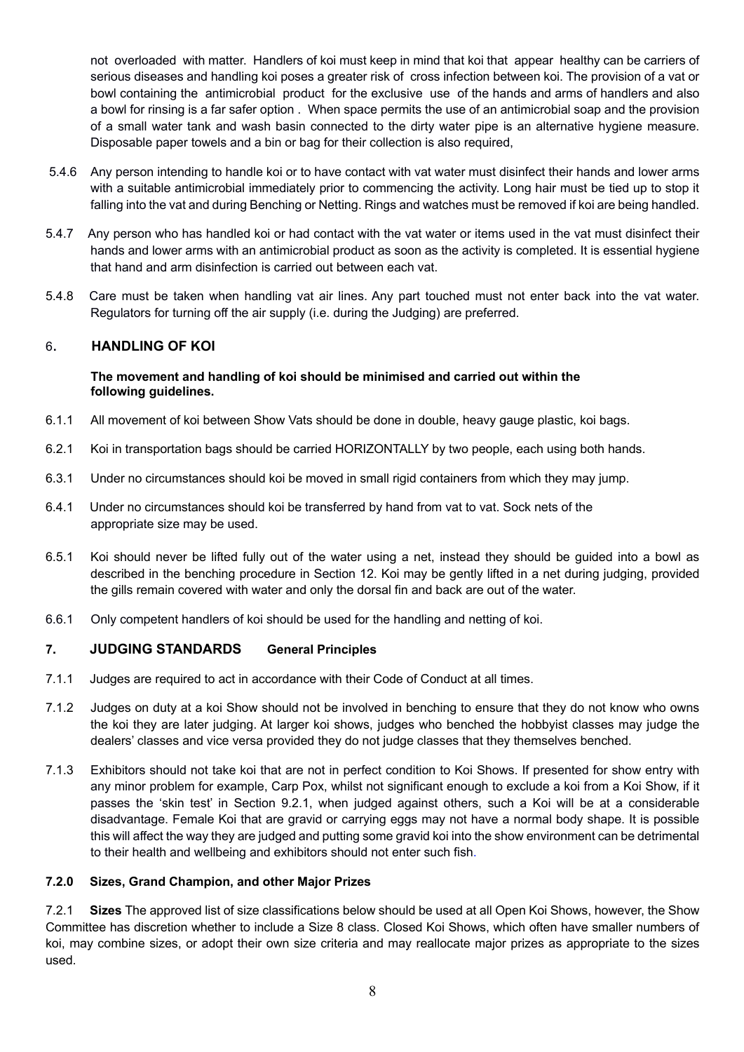not overloaded with matter. Handlers of koi must keep in mind that koi that appear healthy can be carriers of serious diseases and handling koi poses a greater risk of cross infection between koi. The provision of a vat or bowl containing the antimicrobial product for the exclusive use of the hands and arms of handlers and also a bowl for rinsing is a far safer option . When space permits the use of an antimicrobial soap and the provision of a small water tank and wash basin connected to the dirty water pipe is an alternative hygiene measure. Disposable paper towels and a bin or bag for their collection is also required,

5.4.6 Any person intending to handle koi or to have contact with vat water must disinfect their hands and lower arms with a suitable antimicrobial immediately prior to commencing the activity. Long hair must be tied up to stop it falling into the vat and during Benching or Netting. Rings and watches must be removed if koi are being handled.

5.4.7 Any person who has handled koi or had contact with the vat water or items used in the vat must disinfect their hands and lower arms with an antimicrobial product as soon as the activity is completed. It is essential hygiene that hand and arm disinfection is carried out between each vat.

5.4.8 Care must be taken when handling vat air lines. Any part touched must not enter back into the vat water. Regulators for turning off the air supply (i.e. during the Judging) are preferred.

## 6. HANDLING OF KOI

**The movement and handling of koi should be minimised and carried out within the following guidelines.**

6.1.1 All movement of koi between Show Vats should be done in double, heavy gauge plastic, koi bags.

6.2.1 Koi in transportation bags should be carried HORIZONTALLY by two people, each using both hands.

6.3.1 Under no circumstances should koi be moved in small rigid containers from which they may jump.

6.4.1 Under no circumstances should koi be transferred by hand from vat to vat. Sock nets of the appropriate size may be used.

6.5.1 Koi should never be lifted fully out of the water using a net, instead they should be guided into a bowl as described in the benching procedure in Section 12. Koi may be gently lifted in a net during judging, provided the gills remain covered with water and only the dorsal fin and back are out of the water.

6.6.1 Only competent handlers of koi should be used for the handling and netting of koi.

## 7. JUDGING STANDARDS General Principles

7.1.1 Judges are required to act in accordance with their Code of Conduct at all times.

7.1.2 Judges on duty at a koi Show should not be involved in benching to ensure that they do not know who owns the koi they are later judging. At larger koi shows, judges who benched the hobbyist classes may judge the dealers' classes and vice versa provided they do not judge classes that they themselves benched.

7.1.3 Exhibitors should not take koi that are not in perfect condition to Koi Shows. If presented for show entry with any minor problem for example, Carp Pox, whilst not significant enough to exclude a koi from a Koi Show, if it passes the 'skin test' in Section 9.2.1, when judged against others, such a Koi will be at a considerable disadvantage. Female Koi that are gravid or carrying eggs may not have a normal body shape. It is possible this will affect the way they are judged and putting some gravid koi into the show environment can be detrimental to their health and wellbeing and exhibitors should not enter such fish.

### 7.2.0 Sizes, Grand Champion, and other Major Prizes

7.2.1 **Sizes** The approved list of size classifications below should be used at all Open Koi Shows, however, the Show Committee has discretion whether to include a Size 8 class. Closed Koi Shows, which often have smaller numbers of koi, may combine sizes, or adopt their own size criteria and may reallocate major prizes as appropriate to the sizes used.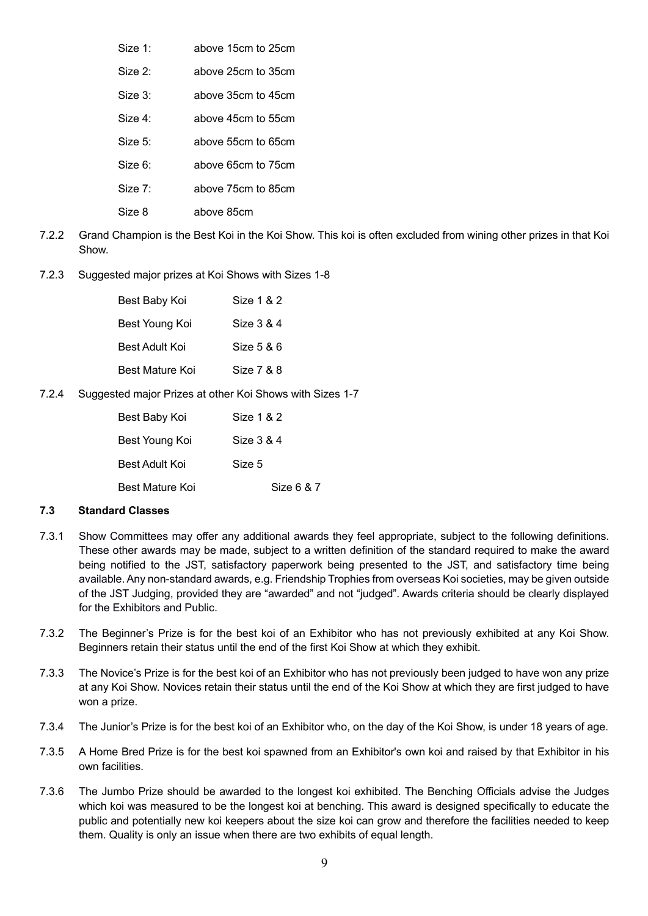| | |
|---|---|
| Size 1: | above 15cm to 25cm |
| Size 2: | above 25cm to 35cm |
| Size 3: | above 35cm to 45cm |
| Size 4: | above 45cm to 55cm |
| Size 5: | above 55cm to 65cm |
| Size 6: | above 65cm to 75cm |
| Size 7: | above 75cm to 85cm |
| Size 8 | above 85cm |

7.2.2 Grand Champion is the Best Koi in the Koi Show. This koi is often excluded from wining other prizes in that Koi Show.

7.2.3 Suggested major prizes at Koi Shows with Sizes 1-8

| | |
|---|---|
| Best Baby Koi | Size 1 & 2 |
| Best Young Koi | Size 3 & 4 |
| Best Adult Koi | Size 5 & 6 |
| Best Mature Koi | Size 7 & 8 |

7.2.4 Suggested major Prizes at other Koi Shows with Sizes 1-7

| | |
|---|---|
| Best Baby Koi | Size 1 & 2 |
| Best Young Koi | Size 3 & 4 |
| Best Adult Koi | Size 5 |
| Best Mature Koi | Size 6 & 7 |

### 7.3 Standard Classes

7.3.1 Show Committees may offer any additional awards they feel appropriate, subject to the following definitions. These other awards may be made, subject to a written definition of the standard required to make the award being notified to the JST, satisfactory paperwork being presented to the JST, and satisfactory time being available. Any non-standard awards, e.g. Friendship Trophies from overseas Koi societies, may be given outside of the JST Judging, provided they are "awarded" and not "judged". Awards criteria should be clearly displayed for the Exhibitors and Public.

7.3.2 The Beginner's Prize is for the best koi of an Exhibitor who has not previously exhibited at any Koi Show. Beginners retain their status until the end of the first Koi Show at which they exhibit.

7.3.3 The Novice's Prize is for the best koi of an Exhibitor who has not previously been judged to have won any prize at any Koi Show. Novices retain their status until the end of the Koi Show at which they are first judged to have won a prize.

7.3.4 The Junior's Prize is for the best koi of an Exhibitor who, on the day of the Koi Show, is under 18 years of age.

7.3.5 A Home Bred Prize is for the best koi spawned from an Exhibitor's own koi and raised by that Exhibitor in his own facilities.

7.3.6 The Jumbo Prize should be awarded to the longest koi exhibited. The Benching Officials advise the Judges which koi was measured to be the longest koi at benching. This award is designed specifically to educate the public and potentially new koi keepers about the size koi can grow and therefore the facilities needed to keep them. Quality is only an issue when there are two exhibits of equal length.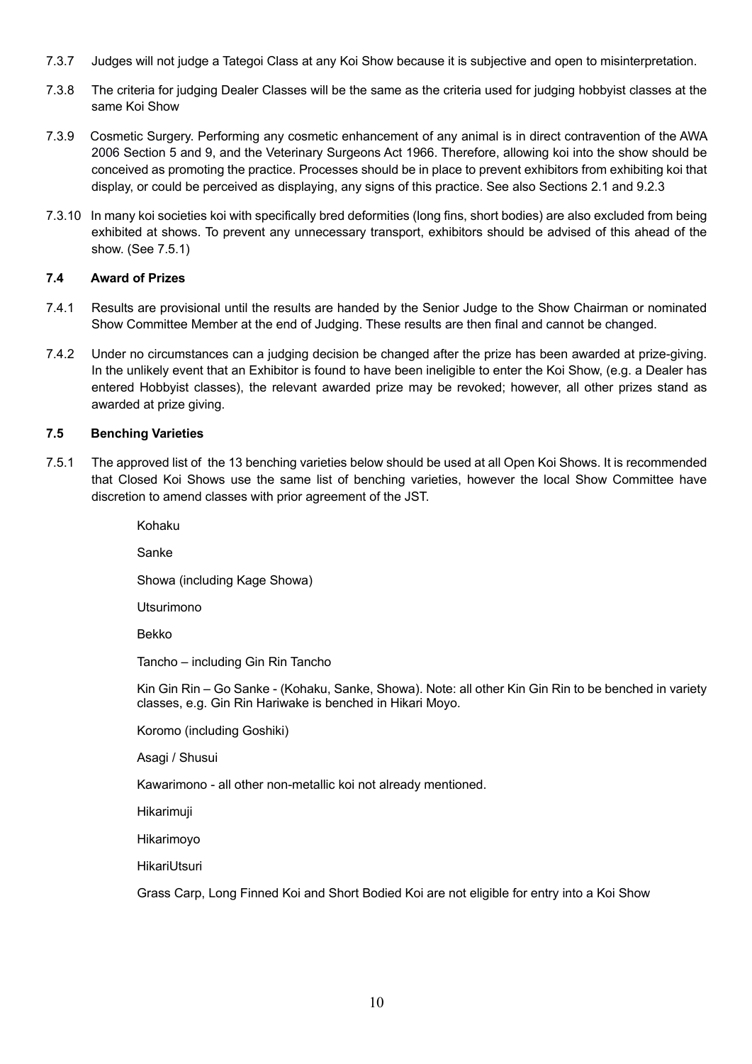7.3.7 Judges will not judge a Tategoi Class at any Koi Show because it is subjective and open to misinterpretation.

7.3.8 The criteria for judging Dealer Classes will be the same as the criteria used for judging hobbyist classes at the same Koi Show

7.3.9 Cosmetic Surgery. Performing any cosmetic enhancement of any animal is in direct contravention of the AWA 2006 Section 5 and 9, and the Veterinary Surgeons Act 1966. Therefore, allowing koi into the show should be conceived as promoting the practice. Processes should be in place to prevent exhibitors from exhibiting koi that display, or could be perceived as displaying, any signs of this practice. See also Sections 2.1 and 9.2.3

7.3.10 In many koi societies koi with specifically bred deformities (long fins, short bodies) are also excluded from being exhibited at shows. To prevent any unnecessary transport, exhibitors should be advised of this ahead of the show. (See 7.5.1)

#### 7.4 Award of Prizes

7.4.1 Results are provisional until the results are handed by the Senior Judge to the Show Chairman or nominated Show Committee Member at the end of Judging. These results are then final and cannot be changed.

7.4.2 Under no circumstances can a judging decision be changed after the prize has been awarded at prize-giving. In the unlikely event that an Exhibitor is found to have been ineligible to enter the Koi Show, (e.g. a Dealer has entered Hobbyist classes), the relevant awarded prize may be revoked; however, all other prizes stand as awarded at prize giving.

#### 7.5 Benching Varieties

7.5.1 The approved list of the 13 benching varieties below should be used at all Open Koi Shows. It is recommended that Closed Koi Shows use the same list of benching varieties, however the local Show Committee have discretion to amend classes with prior agreement of the JST.

Kohaku

Sanke

Showa (including Kage Showa)

Utsurimono

Bekko

Tancho – including Gin Rin Tancho

Kin Gin Rin – Go Sanke - (Kohaku, Sanke, Showa). Note: all other Kin Gin Rin to be benched in variety classes, e.g. Gin Rin Hariwake is benched in Hikari Moyo.

Koromo (including Goshiki)

Asagi / Shusui

Kawarimono - all other non-metallic koi not already mentioned.

Hikarimuji

Hikarimoyo

HikariUtsuri

Grass Carp, Long Finned Koi and Short Bodied Koi are not eligible for entry into a Koi Show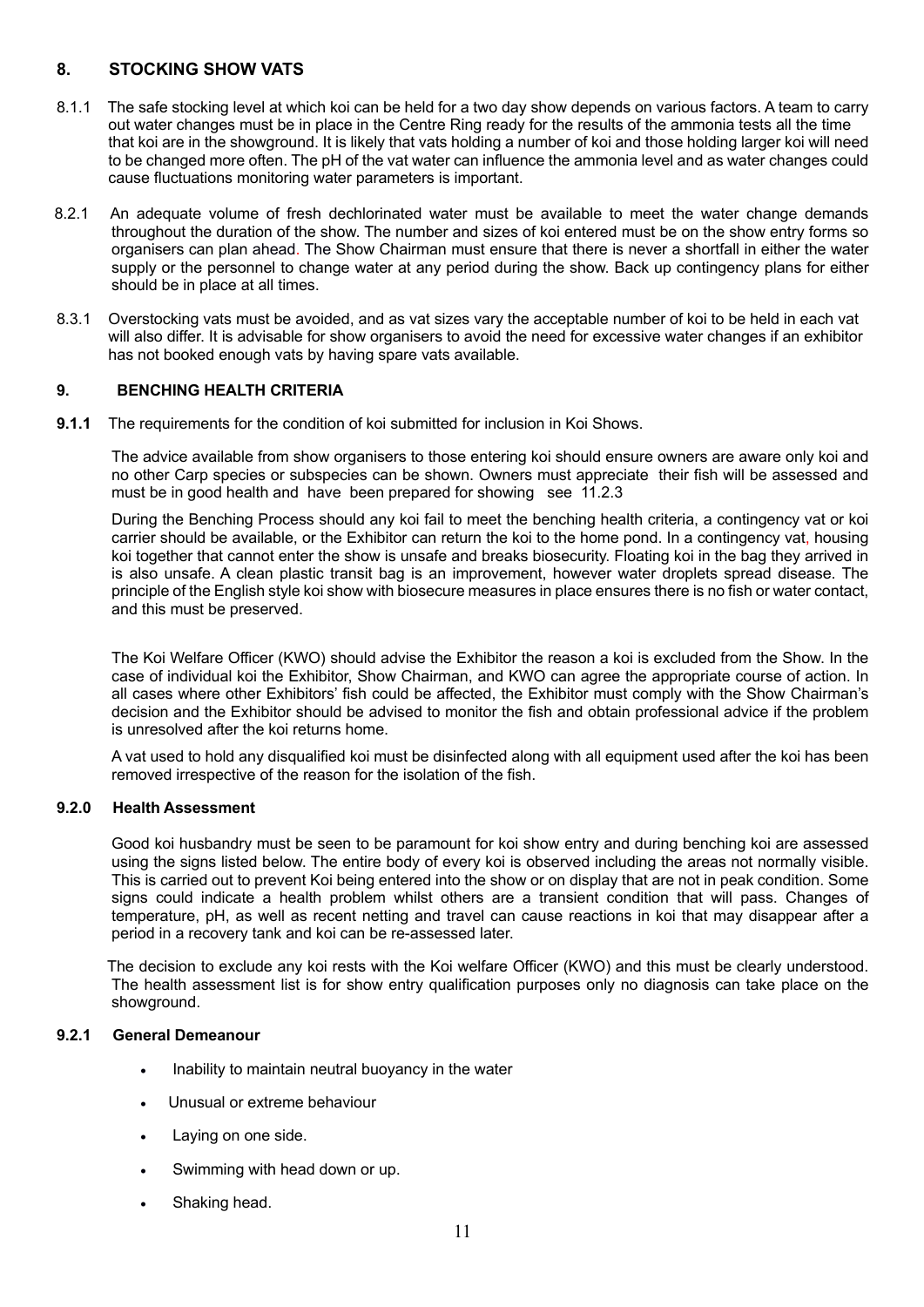## 8. STOCKING SHOW VATS

8.1.1 The safe stocking level at which koi can be held for a two day show depends on various factors. A team to carry out water changes must be in place in the Centre Ring ready for the results of the ammonia tests all the time that koi are in the showground. It is likely that vats holding a number of koi and those holding larger koi will need to be changed more often. The pH of the vat water can influence the ammonia level and as water changes could cause fluctuations monitoring water parameters is important.

8.2.1 An adequate volume of fresh dechlorinated water must be available to meet the water change demands throughout the duration of the show. The number and sizes of koi entered must be on the show entry forms so organisers can plan ahead. The Show Chairman must ensure that there is never a shortfall in either the water supply or the personnel to change water at any period during the show. Back up contingency plans for either should be in place at all times.

8.3.1 Overstocking vats must be avoided, and as vat sizes vary the acceptable number of koi to be held in each vat will also differ. It is advisable for show organisers to avoid the need for excessive water changes if an exhibitor has not booked enough vats by having spare vats available.

## 9. BENCHING HEALTH CRITERIA

**9.1.1** The requirements for the condition of koi submitted for inclusion in Koi Shows.

The advice available from show organisers to those entering koi should ensure owners are aware only koi and no other Carp species or subspecies can be shown. Owners must appreciate their fish will be assessed and must be in good health and have been prepared for showing see 11.2.3

During the Benching Process should any koi fail to meet the benching health criteria, a contingency vat or koi carrier should be available, or the Exhibitor can return the koi to the home pond. In a contingency vat, housing koi together that cannot enter the show is unsafe and breaks biosecurity. Floating koi in the bag they arrived in is also unsafe. A clean plastic transit bag is an improvement, however water droplets spread disease. The principle of the English style koi show with biosecure measures in place ensures there is no fish or water contact, and this must be preserved.

The Koi Welfare Officer (KWO) should advise the Exhibitor the reason a koi is excluded from the Show. In the case of individual koi the Exhibitor, Show Chairman, and KWO can agree the appropriate course of action. In all cases where other Exhibitors' fish could be affected, the Exhibitor must comply with the Show Chairman's decision and the Exhibitor should be advised to monitor the fish and obtain professional advice if the problem is unresolved after the koi returns home.

A vat used to hold any disqualified koi must be disinfected along with all equipment used after the koi has been removed irrespective of the reason for the isolation of the fish.

### 9.2.0 Health Assessment

Good koi husbandry must be seen to be paramount for koi show entry and during benching koi are assessed using the signs listed below. The entire body of every koi is observed including the areas not normally visible. This is carried out to prevent Koi being entered into the show or on display that are not in peak condition. Some signs could indicate a health problem whilst others are a transient condition that will pass. Changes of temperature, pH, as well as recent netting and travel can cause reactions in koi that may disappear after a period in a recovery tank and koi can be re-assessed later.

The decision to exclude any koi rests with the Koi welfare Officer (KWO) and this must be clearly understood. The health assessment list is for show entry qualification purposes only no diagnosis can take place on the showground.

### 9.2.1 General Demeanour

- Inability to maintain neutral buoyancy in the water
- Unusual or extreme behaviour
- Laying on one side.
- Swimming with head down or up.
- Shaking head.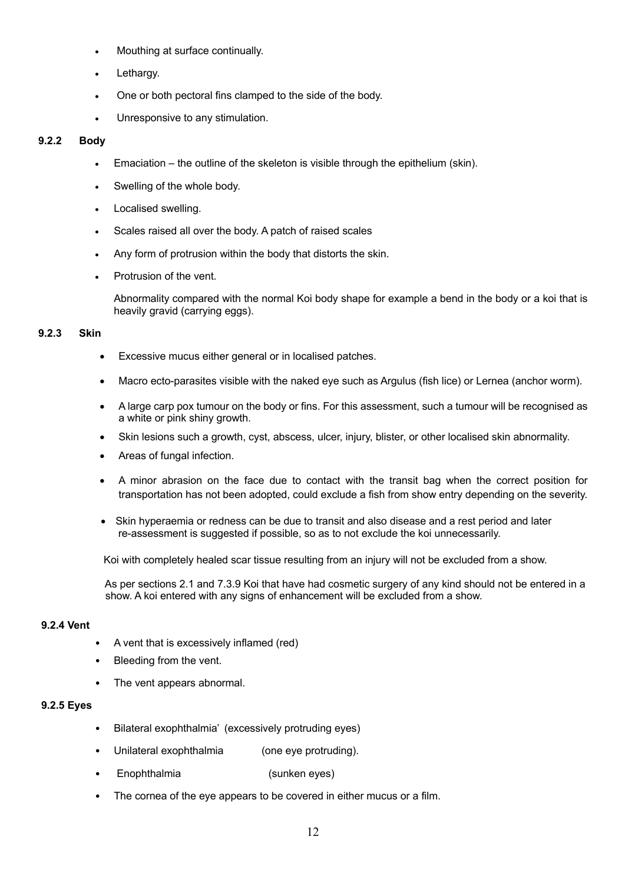- Mouthing at surface continually.
- Lethargy.
- One or both pectoral fins clamped to the side of the body.
- Unresponsive to any stimulation.

### 9.2.2 Body

- Emaciation – the outline of the skeleton is visible through the epithelium (skin).
- Swelling of the whole body.
- Localised swelling.
- Scales raised all over the body. A patch of raised scales
- Any form of protrusion within the body that distorts the skin.
- Protrusion of the vent.

  Abnormality compared with the normal Koi body shape for example a bend in the body or a koi that is heavily gravid (carrying eggs).

### 9.2.3 Skin

- Excessive mucus either general or in localised patches.
- Macro ecto-parasites visible with the naked eye such as Argulus (fish lice) or Lernea (anchor worm).
- A large carp pox tumour on the body or fins. For this assessment, such a tumour will be recognised as a white or pink shiny growth.
- Skin lesions such a growth, cyst, abscess, ulcer, injury, blister, or other localised skin abnormality.
- Areas of fungal infection.
- A minor abrasion on the face due to contact with the transit bag when the correct position for transportation has not been adopted, could exclude a fish from show entry depending on the severity.
- Skin hyperaemia or redness can be due to transit and also disease and a rest period and later re-assessment is suggested if possible, so as to not exclude the koi unnecessarily.

Koi with completely healed scar tissue resulting from an injury will not be excluded from a show.

As per sections 2.1 and 7.3.9 Koi that have had cosmetic surgery of any kind should not be entered in a show. A koi entered with any signs of enhancement will be excluded from a show.

### 9.2.4 Vent

- A vent that is excessively inflamed (red)
- Bleeding from the vent.
- The vent appears abnormal.

### 9.2.5 Eyes

- Bilateral exophthalmia' (excessively protruding eyes)
- Unilateral exophthalmia (one eye protruding).
- Enophthalmia (sunken eyes)
- The cornea of the eye appears to be covered in either mucus or a film.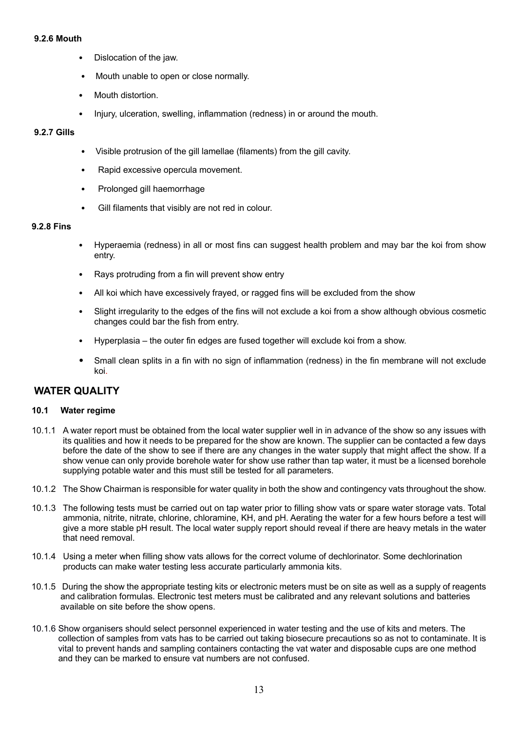#### 9.2.6 Mouth

- Dislocation of the jaw.
- Mouth unable to open or close normally.
- Mouth distortion.
- Injury, ulceration, swelling, inflammation (redness) in or around the mouth.

#### 9.2.7 Gills

- Visible protrusion of the gill lamellae (filaments) from the gill cavity.
- Rapid excessive opercula movement.
- Prolonged gill haemorrhage
- Gill filaments that visibly are not red in colour.

#### 9.2.8 Fins

- Hyperaemia (redness) in all or most fins can suggest health problem and may bar the koi from show entry.
- Rays protruding from a fin will prevent show entry
- All koi which have excessively frayed, or ragged fins will be excluded from the show
- Slight irregularity to the edges of the fins will not exclude a koi from a show although obvious cosmetic changes could bar the fish from entry.
- Hyperplasia – the outer fin edges are fused together will exclude koi from a show.
- Small clean splits in a fin with no sign of inflammation (redness) in the fin membrane will not exclude koi.

## WATER QUALITY

### 10.1 Water regime

10.1.1 A water report must be obtained from the local water supplier well in in advance of the show so any issues with its qualities and how it needs to be prepared for the show are known. The supplier can be contacted a few days before the date of the show to see if there are any changes in the water supply that might affect the show. If a show venue can only provide borehole water for show use rather than tap water, it must be a licensed borehole supplying potable water and this must still be tested for all parameters.

10.1.2 The Show Chairman is responsible for water quality in both the show and contingency vats throughout the show.

10.1.3 The following tests must be carried out on tap water prior to filling show vats or spare water storage vats. Total ammonia, nitrite, nitrate, chlorine, chloramine, KH, and pH. Aerating the water for a few hours before a test will give a more stable pH result. The local water supply report should reveal if there are heavy metals in the water that need removal.

10.1.4 Using a meter when filling show vats allows for the correct volume of dechlorinator. Some dechlorination products can make water testing less accurate particularly ammonia kits.

10.1.5 During the show the appropriate testing kits or electronic meters must be on site as well as a supply of reagents and calibration formulas. Electronic test meters must be calibrated and any relevant solutions and batteries available on site before the show opens.

10.1.6 Show organisers should select personnel experienced in water testing and the use of kits and meters. The collection of samples from vats has to be carried out taking biosecure precautions so as not to contaminate. It is vital to prevent hands and sampling containers contacting the vat water and disposable cups are one method and they can be marked to ensure vat numbers are not confused.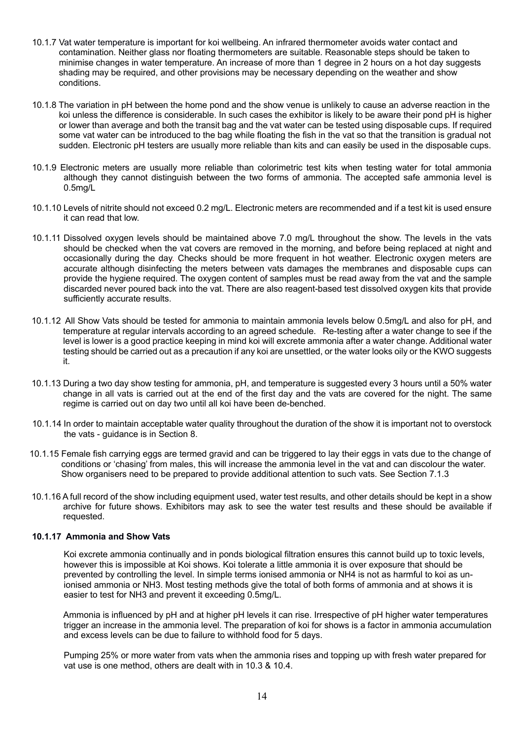10.1.7 Vat water temperature is important for koi wellbeing. An infrared thermometer avoids water contact and contamination. Neither glass nor floating thermometers are suitable. Reasonable steps should be taken to minimise changes in water temperature. An increase of more than 1 degree in 2 hours on a hot day suggests shading may be required, and other provisions may be necessary depending on the weather and show conditions.

10.1.8 The variation in pH between the home pond and the show venue is unlikely to cause an adverse reaction in the koi unless the difference is considerable. In such cases the exhibitor is likely to be aware their pond pH is higher or lower than average and both the transit bag and the vat water can be tested using disposable cups. If required some vat water can be introduced to the bag while floating the fish in the vat so that the transition is gradual not sudden. Electronic pH testers are usually more reliable than kits and can easily be used in the disposable cups.

10.1.9 Electronic meters are usually more reliable than colorimetric test kits when testing water for total ammonia although they cannot distinguish between the two forms of ammonia. The accepted safe ammonia level is 0.5mg/L

10.1.10 Levels of nitrite should not exceed 0.2 mg/L. Electronic meters are recommended and if a test kit is used ensure it can read that low.

10.1.11 Dissolved oxygen levels should be maintained above 7.0 mg/L throughout the show. The levels in the vats should be checked when the vat covers are removed in the morning, and before being replaced at night and occasionally during the day. Checks should be more frequent in hot weather. Electronic oxygen meters are accurate although disinfecting the meters between vats damages the membranes and disposable cups can provide the hygiene required. The oxygen content of samples must be read away from the vat and the sample discarded never poured back into the vat. There are also reagent-based test dissolved oxygen kits that provide sufficiently accurate results.

10.1.12 All Show Vats should be tested for ammonia to maintain ammonia levels below 0.5mg/L and also for pH, and temperature at regular intervals according to an agreed schedule. Re-testing after a water change to see if the level is lower is a good practice keeping in mind koi will excrete ammonia after a water change. Additional water testing should be carried out as a precaution if any koi are unsettled, or the water looks oily or the KWO suggests it.

10.1.13 During a two day show testing for ammonia, pH, and temperature is suggested every 3 hours until a 50% water change in all vats is carried out at the end of the first day and the vats are covered for the night. The same regime is carried out on day two until all koi have been de-benched.

10.1.14 In order to maintain acceptable water quality throughout the duration of the show it is important not to overstock the vats - guidance is in Section 8.

10.1.15 Female fish carrying eggs are termed gravid and can be triggered to lay their eggs in vats due to the change of conditions or 'chasing' from males, this will increase the ammonia level in the vat and can discolour the water. Show organisers need to be prepared to provide additional attention to such vats. See Section 7.1.3

10.1.16 A full record of the show including equipment used, water test results, and other details should be kept in a show archive for future shows. Exhibitors may ask to see the water test results and these should be available if requested.

#### 10.1.17 Ammonia and Show Vats

Koi excrete ammonia continually and in ponds biological filtration ensures this cannot build up to toxic levels, however this is impossible at Koi shows. Koi tolerate a little ammonia it is over exposure that should be prevented by controlling the level. In simple terms ionised ammonia or $NH_4$ is not as harmful to koi as un-ionised ammonia or $NH_3$. Most testing methods give the total of both forms of ammonia and at shows it is easier to test for $NH_3$ and prevent it exceeding 0.5mg/L.

Ammonia is influenced by pH and at higher pH levels it can rise. Irrespective of pH higher water temperatures trigger an increase in the ammonia level. The preparation of koi for shows is a factor in ammonia accumulation and excess levels can be due to failure to withhold food for 5 days.

Pumping 25% or more water from vats when the ammonia rises and topping up with fresh water prepared for vat use is one method, others are dealt with in 10.3 & 10.4.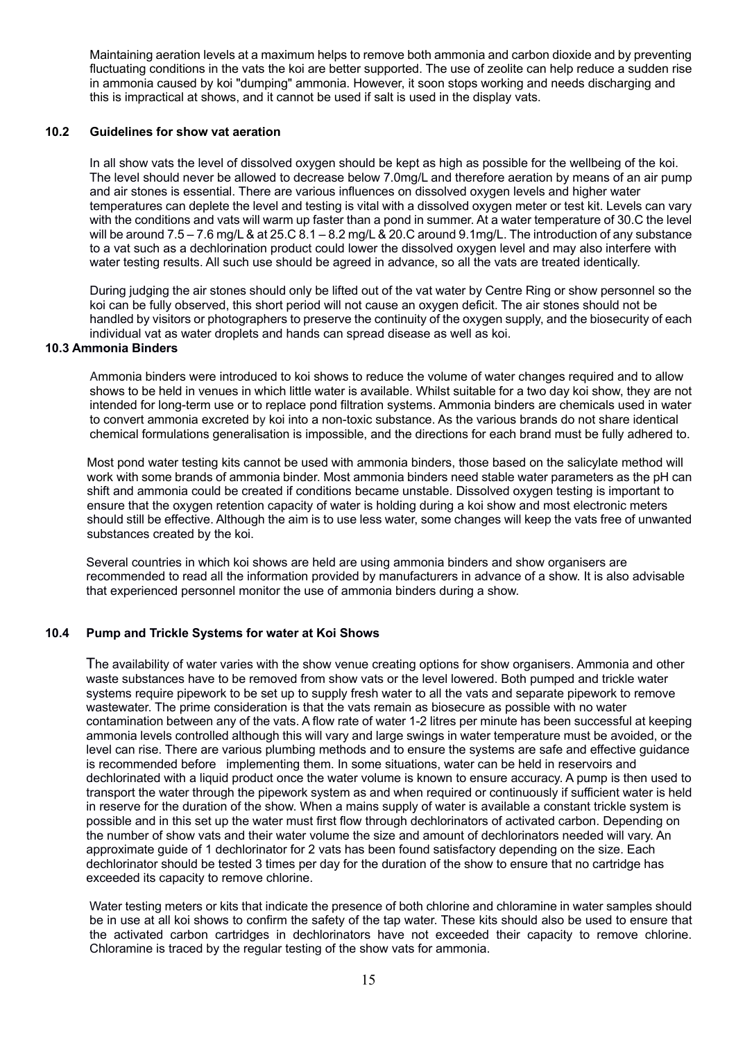Maintaining aeration levels at a maximum helps to remove both ammonia and carbon dioxide and by preventing fluctuating conditions in the vats the koi are better supported. The use of zeolite can help reduce a sudden rise in ammonia caused by koi "dumping" ammonia. However, it soon stops working and needs discharging and this is impractical at shows, and it cannot be used if salt is used in the display vats.

### 10.2 Guidelines for show vat aeration

In all show vats the level of dissolved oxygen should be kept as high as possible for the wellbeing of the koi. The level should never be allowed to decrease below 7.0mg/L and therefore aeration by means of an air pump and air stones is essential. There are various influences on dissolved oxygen levels and higher water temperatures can deplete the level and testing is vital with a dissolved oxygen meter or test kit. Levels can vary with the conditions and vats will warm up faster than a pond in summer. At a water temperature of 30.C the level will be around 7.5 – 7.6 mg/L & at 25.C 8.1 – 8.2 mg/L & 20.C around 9.1mg/L. The introduction of any substance to a vat such as a dechlorination product could lower the dissolved oxygen level and may also interfere with water testing results. All such use should be agreed in advance, so all the vats are treated identically.

During judging the air stones should only be lifted out of the vat water by Centre Ring or show personnel so the koi can be fully observed, this short period will not cause an oxygen deficit. The air stones should not be handled by visitors or photographers to preserve the continuity of the oxygen supply, and the biosecurity of each individual vat as water droplets and hands can spread disease as well as koi.

### 10.3 Ammonia Binders

Ammonia binders were introduced to koi shows to reduce the volume of water changes required and to allow shows to be held in venues in which little water is available. Whilst suitable for a two day koi show, they are not intended for long-term use or to replace pond filtration systems. Ammonia binders are chemicals used in water to convert ammonia excreted by koi into a non-toxic substance. As the various brands do not share identical chemical formulations generalisation is impossible, and the directions for each brand must be fully adhered to.

Most pond water testing kits cannot be used with ammonia binders, those based on the salicylate method will work with some brands of ammonia binder. Most ammonia binders need stable water parameters as the pH can shift and ammonia could be created if conditions became unstable. Dissolved oxygen testing is important to ensure that the oxygen retention capacity of water is holding during a koi show and most electronic meters should still be effective. Although the aim is to use less water, some changes will keep the vats free of unwanted substances created by the koi.

Several countries in which koi shows are held are using ammonia binders and show organisers are recommended to read all the information provided by manufacturers in advance of a show. It is also advisable that experienced personnel monitor the use of ammonia binders during a show.

### 10.4 Pump and Trickle Systems for water at Koi Shows

The availability of water varies with the show venue creating options for show organisers. Ammonia and other waste substances have to be removed from show vats or the level lowered. Both pumped and trickle water systems require pipework to be set up to supply fresh water to all the vats and separate pipework to remove wastewater. The prime consideration is that the vats remain as biosecure as possible with no water contamination between any of the vats. A flow rate of water 1-2 litres per minute has been successful at keeping ammonia levels controlled although this will vary and large swings in water temperature must be avoided, or the level can rise. There are various plumbing methods and to ensure the systems are safe and effective guidance is recommended before implementing them. In some situations, water can be held in reservoirs and dechlorinated with a liquid product once the water volume is known to ensure accuracy. A pump is then used to transport the water through the pipework system as and when required or continuously if sufficient water is held in reserve for the duration of the show. When a mains supply of water is available a constant trickle system is possible and in this set up the water must first flow through dechlorinators of activated carbon. Depending on the number of show vats and their water volume the size and amount of dechlorinators needed will vary. An approximate guide of 1 dechlorinator for 2 vats has been found satisfactory depending on the size. Each dechlorinator should be tested 3 times per day for the duration of the show to ensure that no cartridge has exceeded its capacity to remove chlorine.

Water testing meters or kits that indicate the presence of both chlorine and chloramine in water samples should be in use at all koi shows to confirm the safety of the tap water. These kits should also be used to ensure that the activated carbon cartridges in dechlorinators have not exceeded their capacity to remove chlorine. Chloramine is traced by the regular testing of the show vats for ammonia.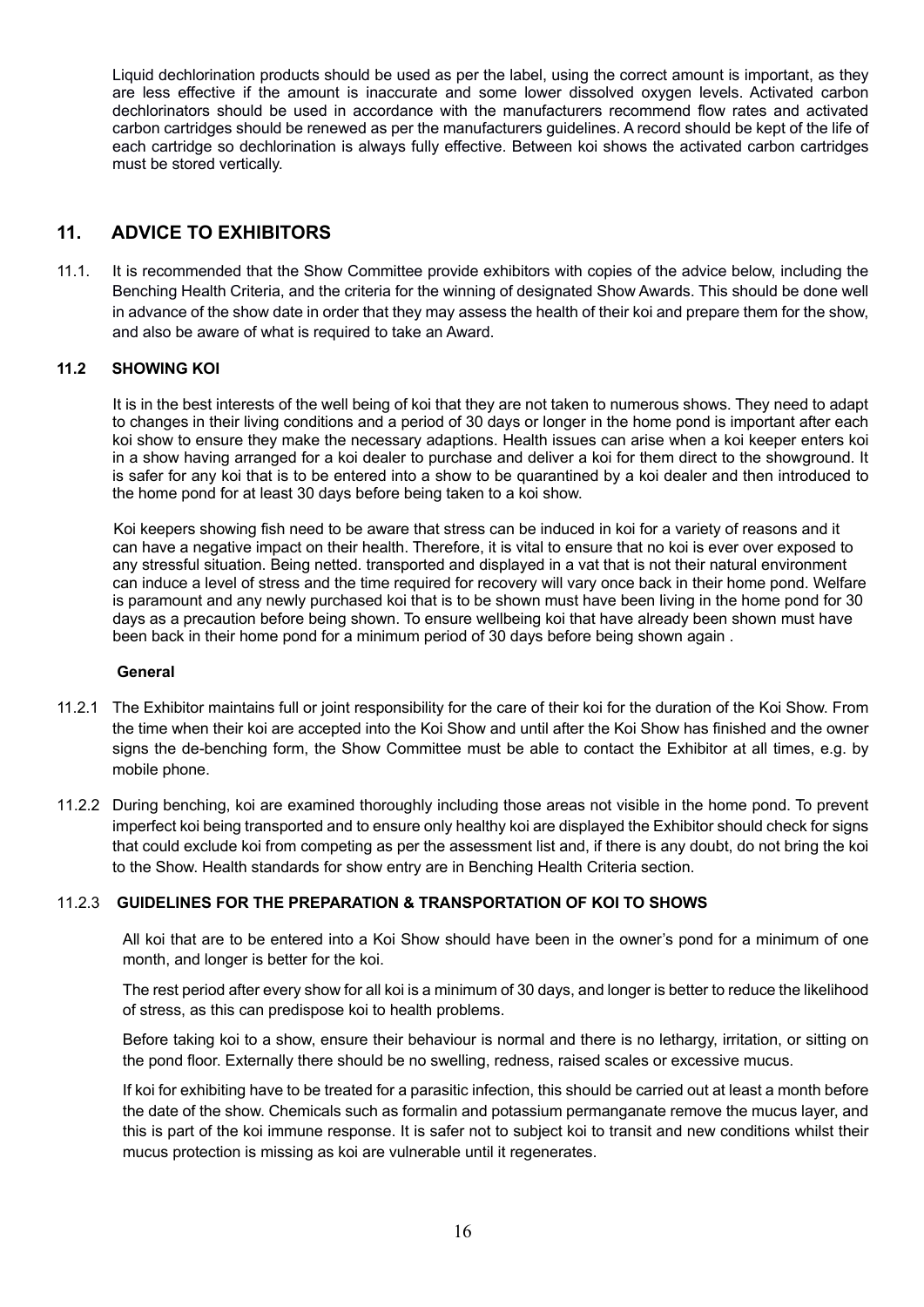Liquid dechlorination products should be used as per the label, using the correct amount is important, as they are less effective if the amount is inaccurate and some lower dissolved oxygen levels. Activated carbon dechlorinators should be used in accordance with the manufacturers recommend flow rates and activated carbon cartridges should be renewed as per the manufacturers guidelines. A record should be kept of the life of each cartridge so dechlorination is always fully effective. Between koi shows the activated carbon cartridges must be stored vertically.

## 11. ADVICE TO EXHIBITORS

11.1. It is recommended that the Show Committee provide exhibitors with copies of the advice below, including the Benching Health Criteria, and the criteria for the winning of designated Show Awards. This should be done well in advance of the show date in order that they may assess the health of their koi and prepare them for the show, and also be aware of what is required to take an Award.

### 11.2 SHOWING KOI

It is in the best interests of the well being of koi that they are not taken to numerous shows. They need to adapt to changes in their living conditions and a period of 30 days or longer in the home pond is important after each koi show to ensure they make the necessary adaptions. Health issues can arise when a koi keeper enters koi in a show having arranged for a koi dealer to purchase and deliver a koi for them direct to the showground. It is safer for any koi that is to be entered into a show to be quarantined by a koi dealer and then introduced to the home pond for at least 30 days before being taken to a koi show.

Koi keepers showing fish need to be aware that stress can be induced in koi for a variety of reasons and it can have a negative impact on their health. Therefore, it is vital to ensure that no koi is ever over exposed to any stressful situation. Being netted. transported and displayed in a vat that is not their natural environment can induce a level of stress and the time required for recovery will vary once back in their home pond. Welfare is paramount and any newly purchased koi that is to be shown must have been living in the home pond for 30 days as a precaution before being shown. To ensure wellbeing koi that have already been shown must have been back in their home pond for a minimum period of 30 days before being shown again .

**General**

11.2.1 The Exhibitor maintains full or joint responsibility for the care of their koi for the duration of the Koi Show. From the time when their koi are accepted into the Koi Show and until after the Koi Show has finished and the owner signs the de-benching form, the Show Committee must be able to contact the Exhibitor at all times, e.g. by mobile phone.

11.2.2 During benching, koi are examined thoroughly including those areas not visible in the home pond. To prevent imperfect koi being transported and to ensure only healthy koi are displayed the Exhibitor should check for signs that could exclude koi from competing as per the assessment list and, if there is any doubt, do not bring the koi to the Show. Health standards for show entry are in Benching Health Criteria section.

11.2.3 **GUIDELINES FOR THE PREPARATION & TRANSPORTATION OF KOI TO SHOWS**

All koi that are to be entered into a Koi Show should have been in the owner's pond for a minimum of one month, and longer is better for the koi.

The rest period after every show for all koi is a minimum of 30 days, and longer is better to reduce the likelihood of stress, as this can predispose koi to health problems.

Before taking koi to a show, ensure their behaviour is normal and there is no lethargy, irritation, or sitting on the pond floor. Externally there should be no swelling, redness, raised scales or excessive mucus.

If koi for exhibiting have to be treated for a parasitic infection, this should be carried out at least a month before the date of the show. Chemicals such as formalin and potassium permanganate remove the mucus layer, and this is part of the koi immune response. It is safer not to subject koi to transit and new conditions whilst their mucus protection is missing as koi are vulnerable until it regenerates.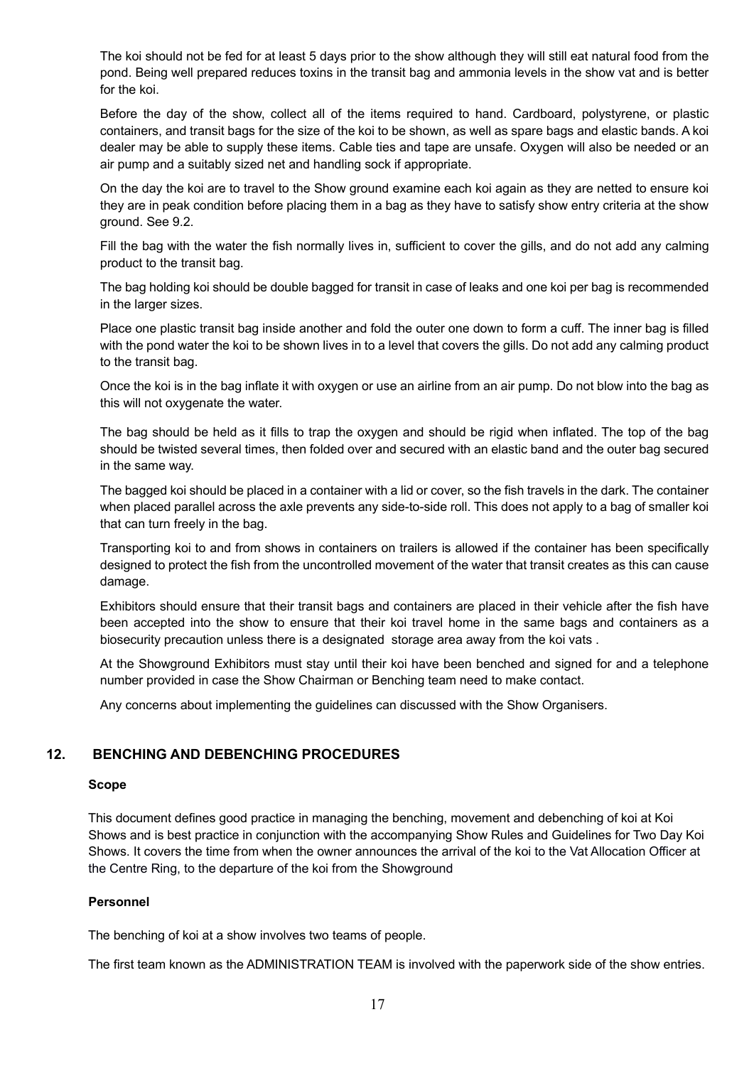The koi should not be fed for at least 5 days prior to the show although they will still eat natural food from the pond. Being well prepared reduces toxins in the transit bag and ammonia levels in the show vat and is better for the koi.

Before the day of the show, collect all of the items required to hand. Cardboard, polystyrene, or plastic containers, and transit bags for the size of the koi to be shown, as well as spare bags and elastic bands. A koi dealer may be able to supply these items. Cable ties and tape are unsafe. Oxygen will also be needed or an air pump and a suitably sized net and handling sock if appropriate.

On the day the koi are to travel to the Show ground examine each koi again as they are netted to ensure koi they are in peak condition before placing them in a bag as they have to satisfy show entry criteria at the show ground. See 9.2.

Fill the bag with the water the fish normally lives in, sufficient to cover the gills, and do not add any calming product to the transit bag.

The bag holding koi should be double bagged for transit in case of leaks and one koi per bag is recommended in the larger sizes.

Place one plastic transit bag inside another and fold the outer one down to form a cuff. The inner bag is filled with the pond water the koi to be shown lives in to a level that covers the gills. Do not add any calming product to the transit bag.

Once the koi is in the bag inflate it with oxygen or use an airline from an air pump. Do not blow into the bag as this will not oxygenate the water.

The bag should be held as it fills to trap the oxygen and should be rigid when inflated. The top of the bag should be twisted several times, then folded over and secured with an elastic band and the outer bag secured in the same way.

The bagged koi should be placed in a container with a lid or cover, so the fish travels in the dark. The container when placed parallel across the axle prevents any side-to-side roll. This does not apply to a bag of smaller koi that can turn freely in the bag.

Transporting koi to and from shows in containers on trailers is allowed if the container has been specifically designed to protect the fish from the uncontrolled movement of the water that transit creates as this can cause damage.

Exhibitors should ensure that their transit bags and containers are placed in their vehicle after the fish have been accepted into the show to ensure that their koi travel home in the same bags and containers as a biosecurity precaution unless there is a designated storage area away from the koi vats .

At the Showground Exhibitors must stay until their koi have been benched and signed for and a telephone number provided in case the Show Chairman or Benching team need to make contact.

Any concerns about implementing the guidelines can discussed with the Show Organisers.

## 12. BENCHING AND DEBENCHING PROCEDURES

**Scope**

This document defines good practice in managing the benching, movement and debenching of koi at Koi Shows and is best practice in conjunction with the accompanying Show Rules and Guidelines for Two Day Koi Shows. It covers the time from when the owner announces the arrival of the koi to the Vat Allocation Officer at the Centre Ring, to the departure of the koi from the Showground

**Personnel**

The benching of koi at a show involves two teams of people.

The first team known as the ADMINISTRATION TEAM is involved with the paperwork side of the show entries.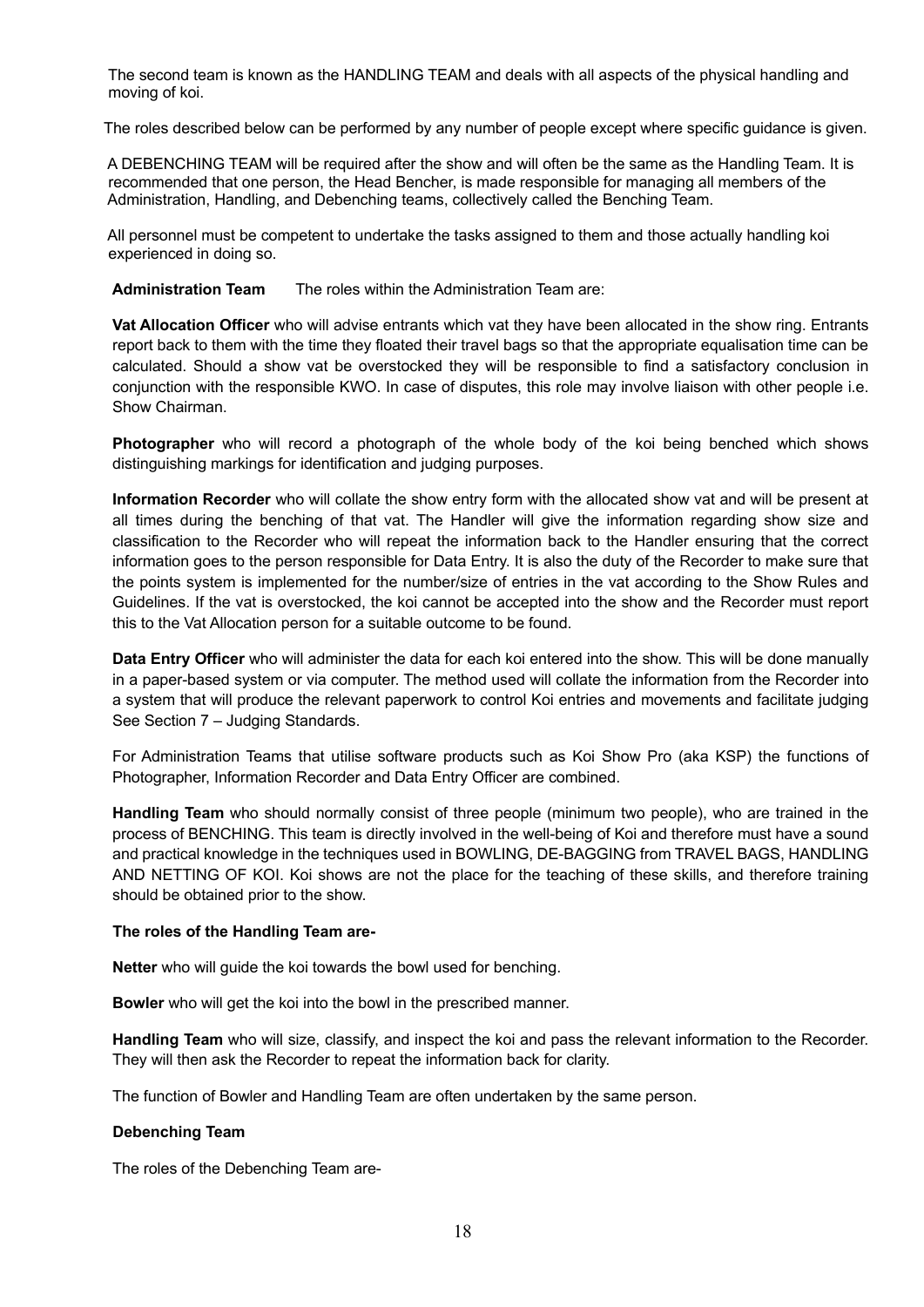The second team is known as the HANDLING TEAM and deals with all aspects of the physical handling and moving of koi.

The roles described below can be performed by any number of people except where specific guidance is given.

A DEBENCHING TEAM will be required after the show and will often be the same as the Handling Team. It is recommended that one person, the Head Bencher, is made responsible for managing all members of the Administration, Handling, and Debenching teams, collectively called the Benching Team.

All personnel must be competent to undertake the tasks assigned to them and those actually handling koi experienced in doing so.

**Administration Team** The roles within the Administration Team are:

**Vat Allocation Officer** who will advise entrants which vat they have been allocated in the show ring. Entrants report back to them with the time they floated their travel bags so that the appropriate equalisation time can be calculated. Should a show vat be overstocked they will be responsible to find a satisfactory conclusion in conjunction with the responsible KWO. In case of disputes, this role may involve liaison with other people i.e. Show Chairman.

**Photographer** who will record a photograph of the whole body of the koi being benched which shows distinguishing markings for identification and judging purposes.

**Information Recorder** who will collate the show entry form with the allocated show vat and will be present at all times during the benching of that vat. The Handler will give the information regarding show size and classification to the Recorder who will repeat the information back to the Handler ensuring that the correct information goes to the person responsible for Data Entry. It is also the duty of the Recorder to make sure that the points system is implemented for the number/size of entries in the vat according to the Show Rules and Guidelines. If the vat is overstocked, the koi cannot be accepted into the show and the Recorder must report this to the Vat Allocation person for a suitable outcome to be found.

**Data Entry Officer** who will administer the data for each koi entered into the show. This will be done manually in a paper-based system or via computer. The method used will collate the information from the Recorder into a system that will produce the relevant paperwork to control Koi entries and movements and facilitate judging See Section 7 – Judging Standards.

For Administration Teams that utilise software products such as Koi Show Pro (aka KSP) the functions of Photographer, Information Recorder and Data Entry Officer are combined.

**Handling Team** who should normally consist of three people (minimum two people), who are trained in the process of BENCHING. This team is directly involved in the well-being of Koi and therefore must have a sound and practical knowledge in the techniques used in BOWLING, DE-BAGGING from TRAVEL BAGS, HANDLING AND NETTING OF KOI. Koi shows are not the place for the teaching of these skills, and therefore training should be obtained prior to the show.

**The roles of the Handling Team are-**

**Netter** who will guide the koi towards the bowl used for benching.

**Bowler** who will get the koi into the bowl in the prescribed manner.

**Handling Team** who will size, classify, and inspect the koi and pass the relevant information to the Recorder. They will then ask the Recorder to repeat the information back for clarity.

The function of Bowler and Handling Team are often undertaken by the same person.

**Debenching Team**

The roles of the Debenching Team are-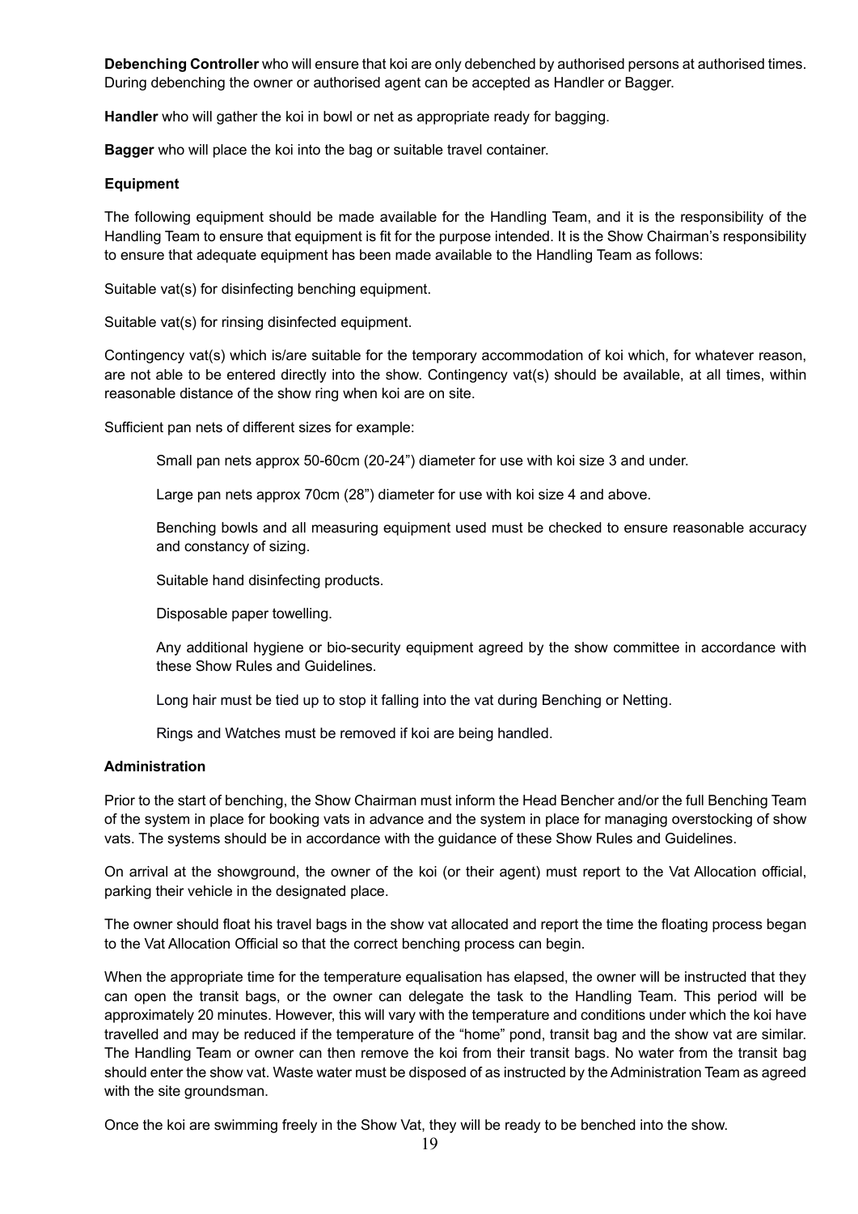**Debenching Controller** who will ensure that koi are only debenched by authorised persons at authorised times. During debenching the owner or authorised agent can be accepted as Handler or Bagger.

**Handler** who will gather the koi in bowl or net as appropriate ready for bagging.

**Bagger** who will place the koi into the bag or suitable travel container.

**Equipment**

The following equipment should be made available for the Handling Team, and it is the responsibility of the Handling Team to ensure that equipment is fit for the purpose intended. It is the Show Chairman's responsibility to ensure that adequate equipment has been made available to the Handling Team as follows:

Suitable vat(s) for disinfecting benching equipment.

Suitable vat(s) for rinsing disinfected equipment.

Contingency vat(s) which is/are suitable for the temporary accommodation of koi which, for whatever reason, are not able to be entered directly into the show. Contingency vat(s) should be available, at all times, within reasonable distance of the show ring when koi are on site.

Sufficient pan nets of different sizes for example:

> Small pan nets approx 50-60cm (20-24") diameter for use with koi size 3 and under.
>
> Large pan nets approx 70cm (28") diameter for use with koi size 4 and above.
>
> Benching bowls and all measuring equipment used must be checked to ensure reasonable accuracy and constancy of sizing.
>
> Suitable hand disinfecting products.
>
> Disposable paper towelling.
>
> Any additional hygiene or bio-security equipment agreed by the show committee in accordance with these Show Rules and Guidelines.
>
> Long hair must be tied up to stop it falling into the vat during Benching or Netting.
>
> Rings and Watches must be removed if koi are being handled.

**Administration**

Prior to the start of benching, the Show Chairman must inform the Head Bencher and/or the full Benching Team of the system in place for booking vats in advance and the system in place for managing overstocking of show vats. The systems should be in accordance with the guidance of these Show Rules and Guidelines.

On arrival at the showground, the owner of the koi (or their agent) must report to the Vat Allocation official, parking their vehicle in the designated place.

The owner should float his travel bags in the show vat allocated and report the time the floating process began to the Vat Allocation Official so that the correct benching process can begin.

When the appropriate time for the temperature equalisation has elapsed, the owner will be instructed that they can open the transit bags, or the owner can delegate the task to the Handling Team. This period will be approximately 20 minutes. However, this will vary with the temperature and conditions under which the koi have travelled and may be reduced if the temperature of the "home" pond, transit bag and the show vat are similar. The Handling Team or owner can then remove the koi from their transit bags. No water from the transit bag should enter the show vat. Waste water must be disposed of as instructed by the Administration Team as agreed with the site groundsman.

Once the koi are swimming freely in the Show Vat, they will be ready to be benched into the show.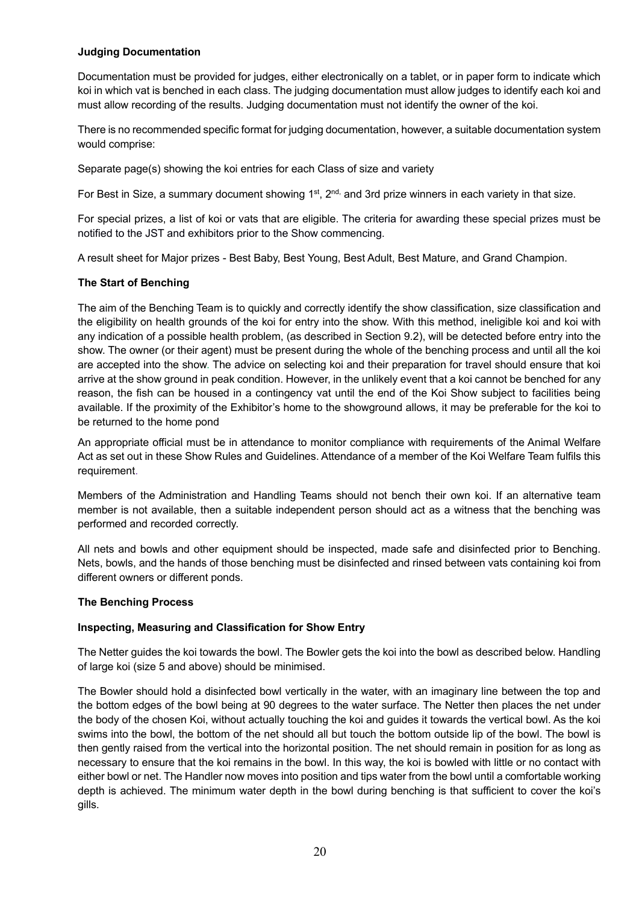**Judging Documentation**

Documentation must be provided for judges, either electronically on a tablet, or in paper form to indicate which koi in which vat is benched in each class. The judging documentation must allow judges to identify each koi and must allow recording of the results. Judging documentation must not identify the owner of the koi.

There is no recommended specific format for judging documentation, however, a suitable documentation system would comprise:

Separate page(s) showing the koi entries for each Class of size and variety

For Best in Size, a summary document showing 1st, 2nd, and 3rd prize winners in each variety in that size.

For special prizes, a list of koi or vats that are eligible. The criteria for awarding these special prizes must be notified to the JST and exhibitors prior to the Show commencing.

A result sheet for Major prizes - Best Baby, Best Young, Best Adult, Best Mature, and Grand Champion.

**The Start of Benching**

The aim of the Benching Team is to quickly and correctly identify the show classification, size classification and the eligibility on health grounds of the koi for entry into the show. With this method, ineligible koi and koi with any indication of a possible health problem, (as described in Section 9.2), will be detected before entry into the show. The owner (or their agent) must be present during the whole of the benching process and until all the koi are accepted into the show. The advice on selecting koi and their preparation for travel should ensure that koi arrive at the show ground in peak condition. However, in the unlikely event that a koi cannot be benched for any reason, the fish can be housed in a contingency vat until the end of the Koi Show subject to facilities being available. If the proximity of the Exhibitor's home to the showground allows, it may be preferable for the koi to be returned to the home pond

An appropriate official must be in attendance to monitor compliance with requirements of the Animal Welfare Act as set out in these Show Rules and Guidelines. Attendance of a member of the Koi Welfare Team fulfils this requirement.

Members of the Administration and Handling Teams should not bench their own koi. If an alternative team member is not available, then a suitable independent person should act as a witness that the benching was performed and recorded correctly.

All nets and bowls and other equipment should be inspected, made safe and disinfected prior to Benching. Nets, bowls, and the hands of those benching must be disinfected and rinsed between vats containing koi from different owners or different ponds.

**The Benching Process**

**Inspecting, Measuring and Classification for Show Entry**

The Netter guides the koi towards the bowl. The Bowler gets the koi into the bowl as described below. Handling of large koi (size 5 and above) should be minimised.

The Bowler should hold a disinfected bowl vertically in the water, with an imaginary line between the top and the bottom edges of the bowl being at 90 degrees to the water surface. The Netter then places the net under the body of the chosen Koi, without actually touching the koi and guides it towards the vertical bowl. As the koi swims into the bowl, the bottom of the net should all but touch the bottom outside lip of the bowl. The bowl is then gently raised from the vertical into the horizontal position. The net should remain in position for as long as necessary to ensure that the koi remains in the bowl. In this way, the koi is bowled with little or no contact with either bowl or net. The Handler now moves into position and tips water from the bowl until a comfortable working depth is achieved. The minimum water depth in the bowl during benching is that sufficient to cover the koi's gills.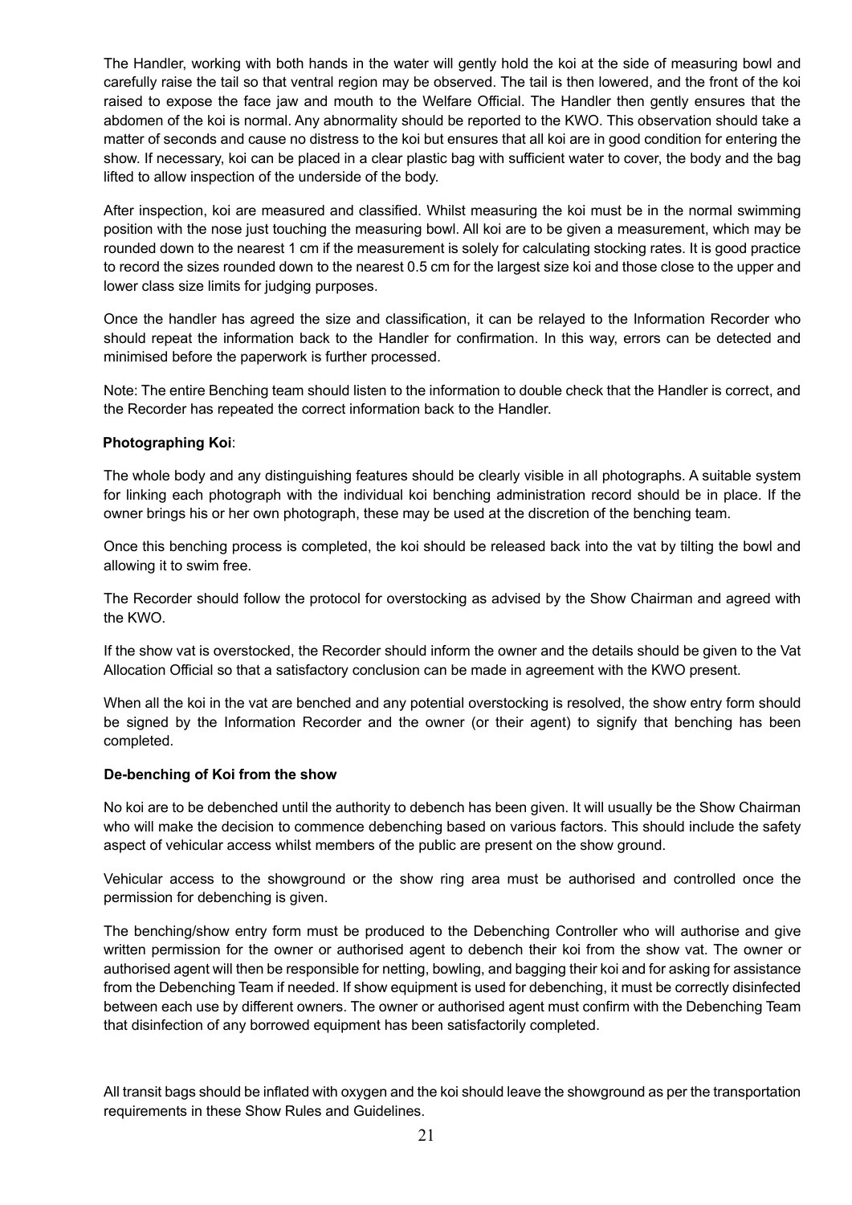The Handler, working with both hands in the water will gently hold the koi at the side of measuring bowl and carefully raise the tail so that ventral region may be observed. The tail is then lowered, and the front of the koi raised to expose the face jaw and mouth to the Welfare Official. The Handler then gently ensures that the abdomen of the koi is normal. Any abnormality should be reported to the KWO. This observation should take a matter of seconds and cause no distress to the koi but ensures that all koi are in good condition for entering the show. If necessary, koi can be placed in a clear plastic bag with sufficient water to cover, the body and the bag lifted to allow inspection of the underside of the body.

After inspection, koi are measured and classified. Whilst measuring the koi must be in the normal swimming position with the nose just touching the measuring bowl. All koi are to be given a measurement, which may be rounded down to the nearest 1 cm if the measurement is solely for calculating stocking rates. It is good practice to record the sizes rounded down to the nearest 0.5 cm for the largest size koi and those close to the upper and lower class size limits for judging purposes.

Once the handler has agreed the size and classification, it can be relayed to the Information Recorder who should repeat the information back to the Handler for confirmation. In this way, errors can be detected and minimised before the paperwork is further processed.

Note: The entire Benching team should listen to the information to double check that the Handler is correct, and the Recorder has repeated the correct information back to the Handler.

**Photographing Koi**:

The whole body and any distinguishing features should be clearly visible in all photographs. A suitable system for linking each photograph with the individual koi benching administration record should be in place. If the owner brings his or her own photograph, these may be used at the discretion of the benching team.

Once this benching process is completed, the koi should be released back into the vat by tilting the bowl and allowing it to swim free.

The Recorder should follow the protocol for overstocking as advised by the Show Chairman and agreed with the KWO.

If the show vat is overstocked, the Recorder should inform the owner and the details should be given to the Vat Allocation Official so that a satisfactory conclusion can be made in agreement with the KWO present.

When all the koi in the vat are benched and any potential overstocking is resolved, the show entry form should be signed by the Information Recorder and the owner (or their agent) to signify that benching has been completed.

**De-benching of Koi from the show**

No koi are to be debenched until the authority to debench has been given. It will usually be the Show Chairman who will make the decision to commence debenching based on various factors. This should include the safety aspect of vehicular access whilst members of the public are present on the show ground.

Vehicular access to the showground or the show ring area must be authorised and controlled once the permission for debenching is given.

The benching/show entry form must be produced to the Debenching Controller who will authorise and give written permission for the owner or authorised agent to debench their koi from the show vat. The owner or authorised agent will then be responsible for netting, bowling, and bagging their koi and for asking for assistance from the Debenching Team if needed. If show equipment is used for debenching, it must be correctly disinfected between each use by different owners. The owner or authorised agent must confirm with the Debenching Team that disinfection of any borrowed equipment has been satisfactorily completed.

All transit bags should be inflated with oxygen and the koi should leave the showground as per the transportation requirements in these Show Rules and Guidelines.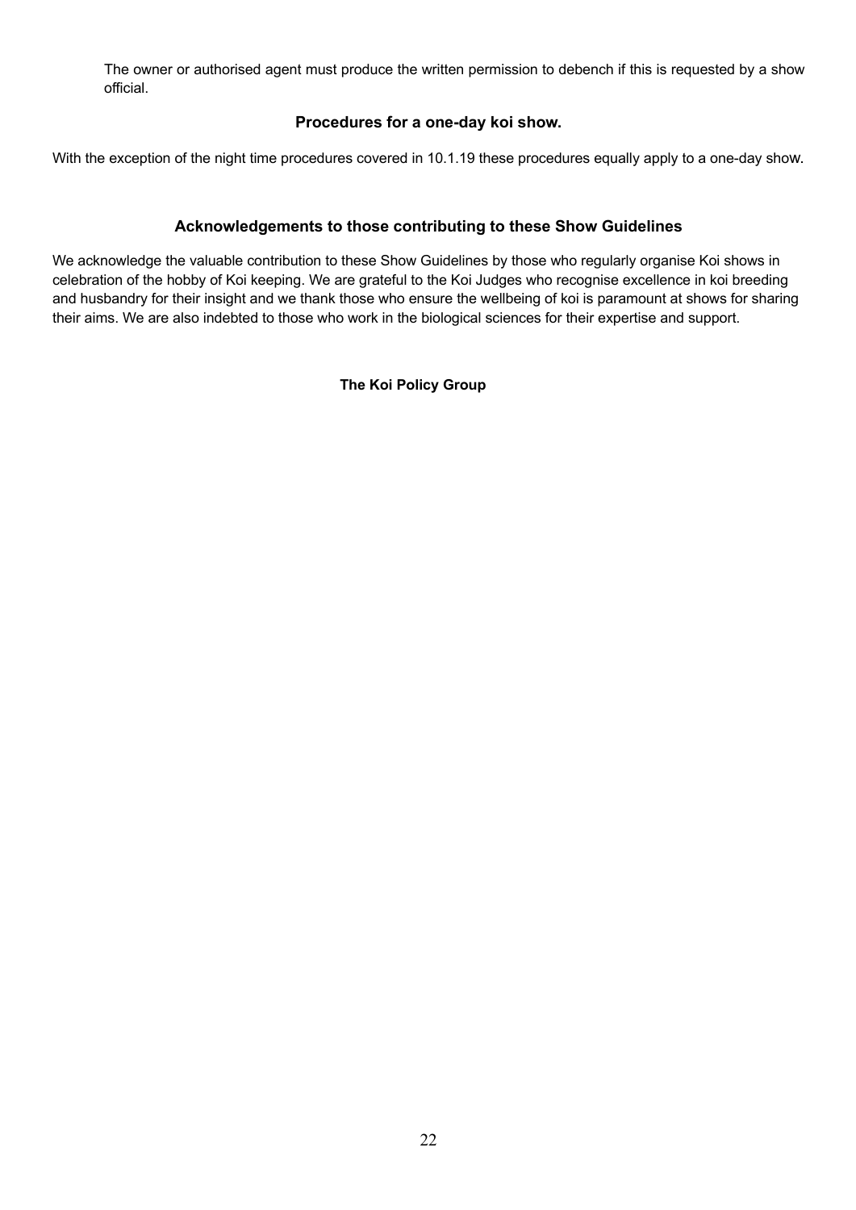The owner or authorised agent must produce the written permission to debench if this is requested by a show official.

### Procedures for a one-day koi show.

With the exception of the night time procedures covered in 10.1.19 these procedures equally apply to a one-day show.

### Acknowledgements to those contributing to these Show Guidelines

We acknowledge the valuable contribution to these Show Guidelines by those who regularly organise Koi shows in celebration of the hobby of Koi keeping. We are grateful to the Koi Judges who recognise excellence in koi breeding and husbandry for their insight and we thank those who ensure the wellbeing of koi is paramount at shows for sharing their aims. We are also indebted to those who work in the biological sciences for their expertise and support.

**The Koi Policy Group**